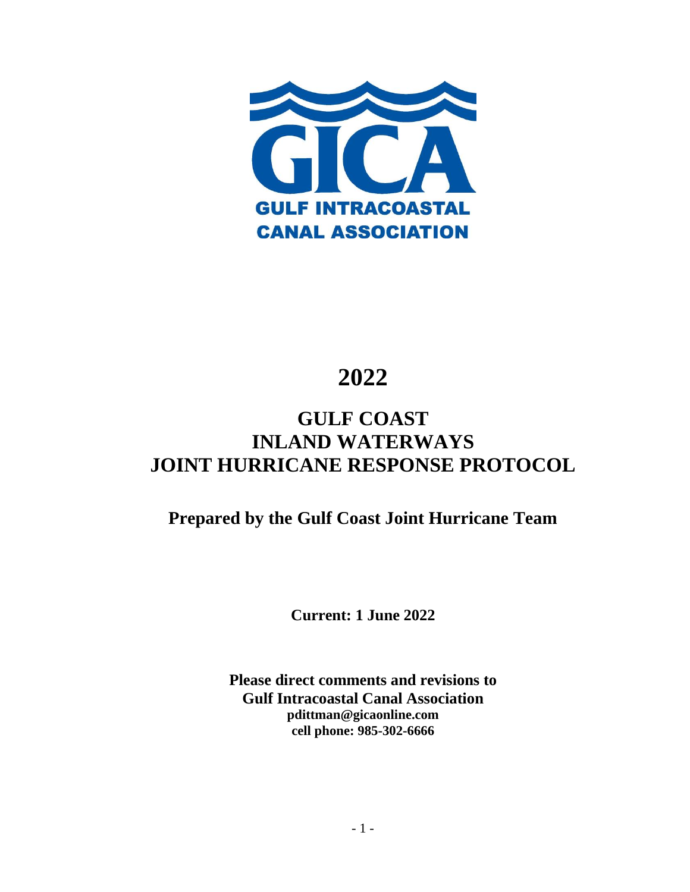GICA

GULF INTRACOASTAL CANAL ASSOCIATION

# 2022

# GULF COAST INLAND WATERWAYS JOINT HURRICANE RESPONSE PROTOCOL

## Prepared by the Gulf Coast Joint Hurricane Team

**Current: 1 June 2022**

**Please direct comments and revisions to**
**Gulf Intracoastal Canal Association**
**pdittman@gicaonline.com**
**cell phone: 985-302-6666**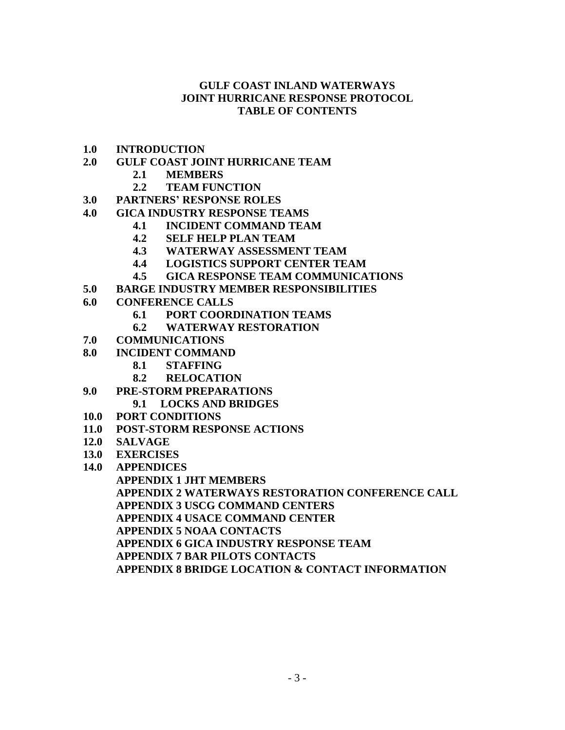# GULF COAST INLAND WATERWAYS
# JOINT HURRICANE RESPONSE PROTOCOL
# TABLE OF CONTENTS

**1.0 INTRODUCTION**

**2.0 GULF COAST JOINT HURRICANE TEAM**
- **2.1 MEMBERS**
- **2.2 TEAM FUNCTION**

**3.0 PARTNERS' RESPONSE ROLES**

**4.0 GICA INDUSTRY RESPONSE TEAMS**
- **4.1 INCIDENT COMMAND TEAM**
- **4.2 SELF HELP PLAN TEAM**
- **4.3 WATERWAY ASSESSMENT TEAM**
- **4.4 LOGISTICS SUPPORT CENTER TEAM**
- **4.5 GICA RESPONSE TEAM COMMUNICATIONS**

**5.0 BARGE INDUSTRY MEMBER RESPONSIBILITIES**

**6.0 CONFERENCE CALLS**
- **6.1 PORT COORDINATION TEAMS**
- **6.2 WATERWAY RESTORATION**

**7.0 COMMUNICATIONS**

**8.0 INCIDENT COMMAND**
- **8.1 STAFFING**
- **8.2 RELOCATION**

**9.0 PRE-STORM PREPARATIONS**
- **9.1 LOCKS AND BRIDGES**

**10.0 PORT CONDITIONS**

**11.0 POST-STORM RESPONSE ACTIONS**

**12.0 SALVAGE**

**13.0 EXERCISES**

**14.0 APPENDICES**
- **APPENDIX 1 JHT MEMBERS**
- **APPENDIX 2 WATERWAYS RESTORATION CONFERENCE CALL**
- **APPENDIX 3 USCG COMMAND CENTERS**
- **APPENDIX 4 USACE COMMAND CENTER**
- **APPENDIX 5 NOAA CONTACTS**
- **APPENDIX 6 GICA INDUSTRY RESPONSE TEAM**
- **APPENDIX 7 BAR PILOTS CONTACTS**
- **APPENDIX 8 BRIDGE LOCATION & CONTACT INFORMATION**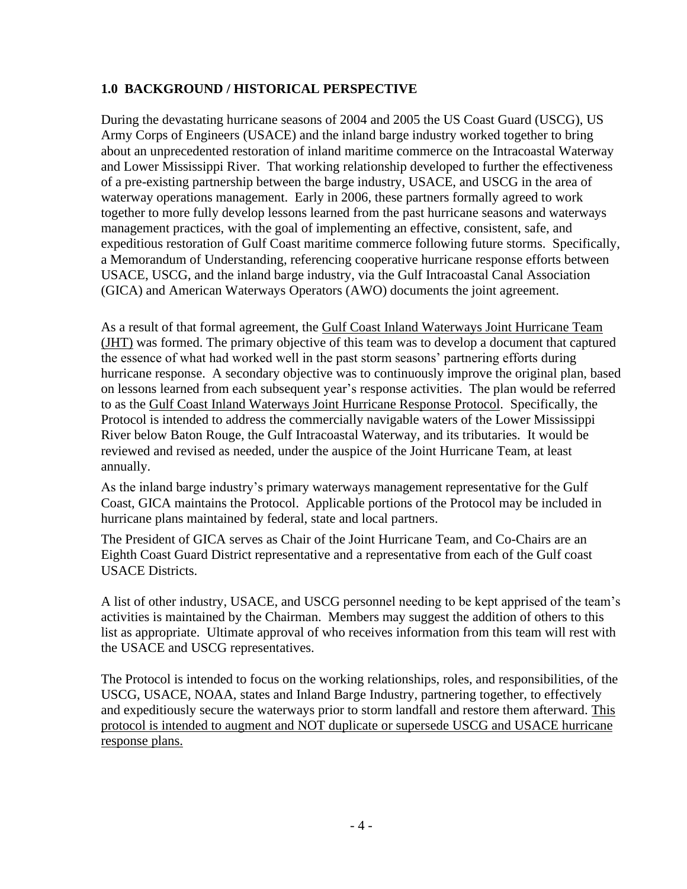## 1.0 BACKGROUND / HISTORICAL PERSPECTIVE

During the devastating hurricane seasons of 2004 and 2005 the US Coast Guard (USCG), US Army Corps of Engineers (USACE) and the inland barge industry worked together to bring about an unprecedented restoration of inland maritime commerce on the Intracoastal Waterway and Lower Mississippi River. That working relationship developed to further the effectiveness of a pre-existing partnership between the barge industry, USACE, and USCG in the area of waterway operations management. Early in 2006, these partners formally agreed to work together to more fully develop lessons learned from the past hurricane seasons and waterways management practices, with the goal of implementing an effective, consistent, safe, and expeditious restoration of Gulf Coast maritime commerce following future storms. Specifically, a Memorandum of Understanding, referencing cooperative hurricane response efforts between USACE, USCG, and the inland barge industry, via the Gulf Intracoastal Canal Association (GICA) and American Waterways Operators (AWO) documents the joint agreement.

As a result of that formal agreement, the <u>Gulf Coast Inland Waterways Joint Hurricane Team (JHT)</u> was formed. The primary objective of this team was to develop a document that captured the essence of what had worked well in the past storm seasons' partnering efforts during hurricane response. A secondary objective was to continuously improve the original plan, based on lessons learned from each subsequent year's response activities. The plan would be referred to as the <u>Gulf Coast Inland Waterways Joint Hurricane Response Protocol</u>. Specifically, the Protocol is intended to address the commercially navigable waters of the Lower Mississippi River below Baton Rouge, the Gulf Intracoastal Waterway, and its tributaries. It would be reviewed and revised as needed, under the auspice of the Joint Hurricane Team, at least annually.

As the inland barge industry's primary waterways management representative for the Gulf Coast, GICA maintains the Protocol. Applicable portions of the Protocol may be included in hurricane plans maintained by federal, state and local partners.

The President of GICA serves as Chair of the Joint Hurricane Team, and Co-Chairs are an Eighth Coast Guard District representative and a representative from each of the Gulf coast USACE Districts.

A list of other industry, USACE, and USCG personnel needing to be kept apprised of the team's activities is maintained by the Chairman. Members may suggest the addition of others to this list as appropriate. Ultimate approval of who receives information from this team will rest with the USACE and USCG representatives.

The Protocol is intended to focus on the working relationships, roles, and responsibilities, of the USCG, USACE, NOAA, states and Inland Barge Industry, partnering together, to effectively and expeditiously secure the waterways prior to storm landfall and restore them afterward. <u>This protocol is intended to augment and NOT duplicate or supersede USCG and USACE hurricane response plans.</u>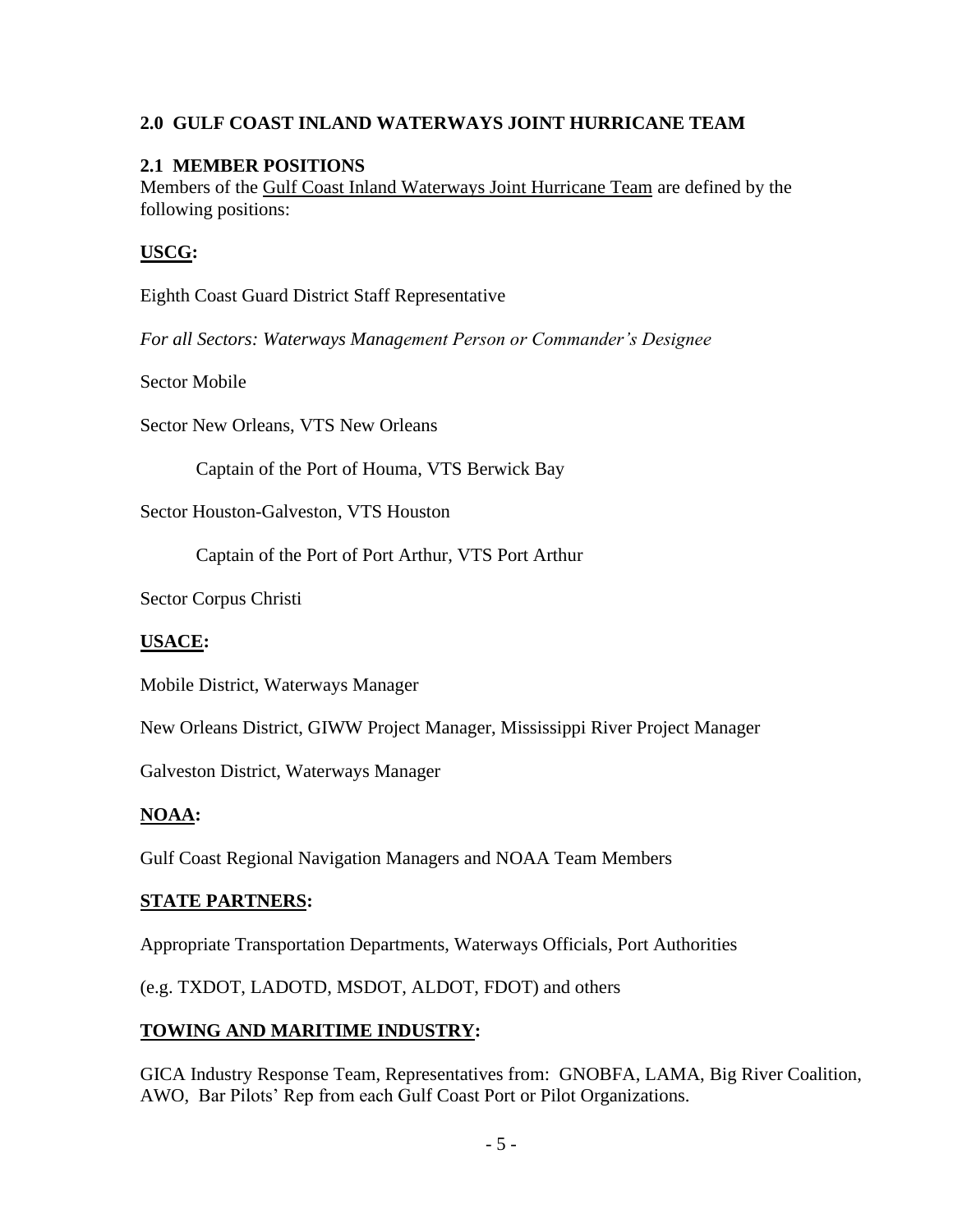## 2.0 GULF COAST INLAND WATERWAYS JOINT HURRICANE TEAM

### 2.1 MEMBER POSITIONS

Members of the Gulf Coast Inland Waterways Joint Hurricane Team are defined by the following positions:

**USCG:**

Eighth Coast Guard District Staff Representative

*For all Sectors: Waterways Management Person or Commander's Designee*

Sector Mobile

Sector New Orleans, VTS New Orleans

Captain of the Port of Houma, VTS Berwick Bay

Sector Houston-Galveston, VTS Houston

Captain of the Port of Port Arthur, VTS Port Arthur

Sector Corpus Christi

**USACE:**

Mobile District, Waterways Manager

New Orleans District, GIWW Project Manager, Mississippi River Project Manager

Galveston District, Waterways Manager

**NOAA:**

Gulf Coast Regional Navigation Managers and NOAA Team Members

**STATE PARTNERS:**

Appropriate Transportation Departments, Waterways Officials, Port Authorities

(e.g. TXDOT, LADOTD, MSDOT, ALDOT, FDOT) and others

**TOWING AND MARITIME INDUSTRY:**

GICA Industry Response Team, Representatives from: GNOBFA, LAMA, Big River Coalition, AWO, Bar Pilots' Rep from each Gulf Coast Port or Pilot Organizations.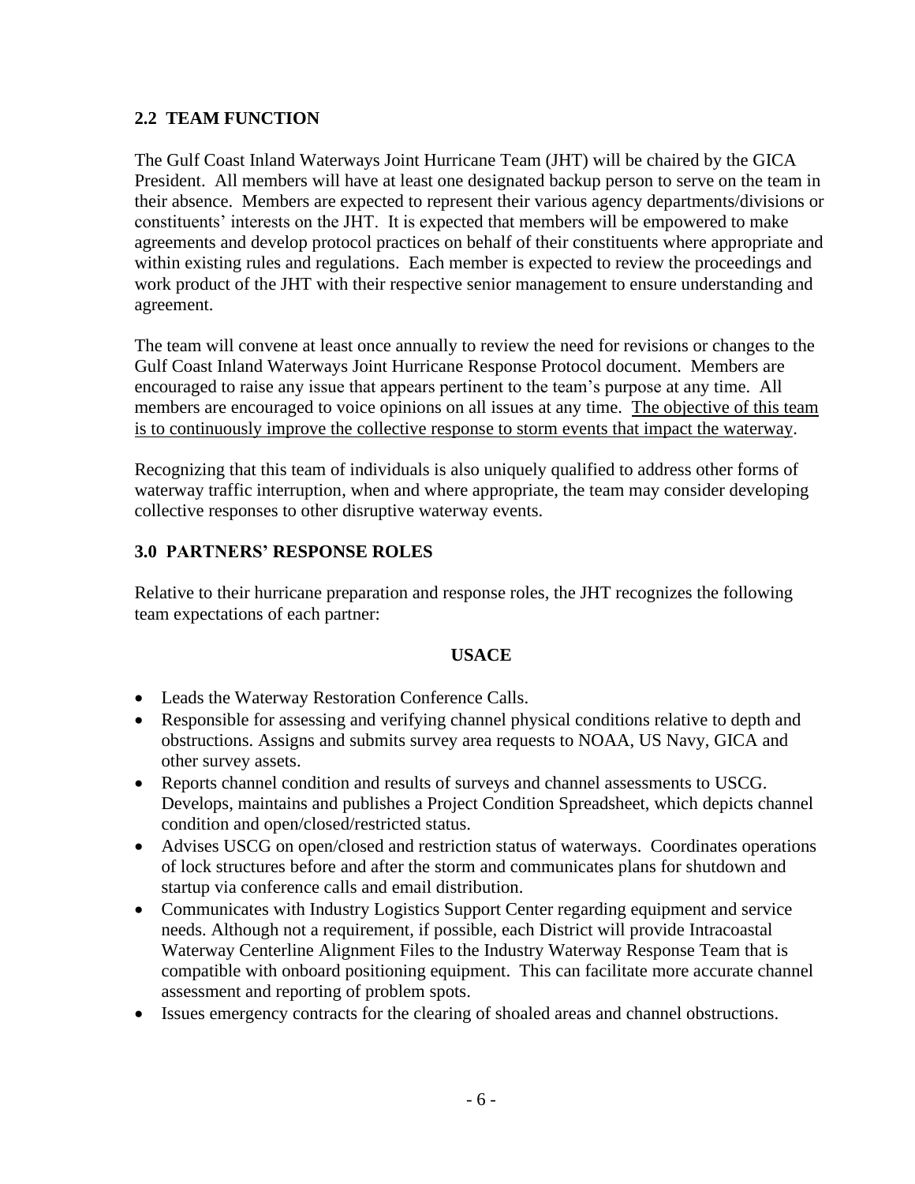## 2.2 TEAM FUNCTION

The Gulf Coast Inland Waterways Joint Hurricane Team (JHT) will be chaired by the GICA President. All members will have at least one designated backup person to serve on the team in their absence. Members are expected to represent their various agency departments/divisions or constituents' interests on the JHT. It is expected that members will be empowered to make agreements and develop protocol practices on behalf of their constituents where appropriate and within existing rules and regulations. Each member is expected to review the proceedings and work product of the JHT with their respective senior management to ensure understanding and agreement.

The team will convene at least once annually to review the need for revisions or changes to the Gulf Coast Inland Waterways Joint Hurricane Response Protocol document. Members are encouraged to raise any issue that appears pertinent to the team's purpose at any time. All members are encouraged to voice opinions on all issues at any time. <u>The objective of this team is to continuously improve the collective response to storm events that impact the waterway</u>.

Recognizing that this team of individuals is also uniquely qualified to address other forms of waterway traffic interruption, when and where appropriate, the team may consider developing collective responses to other disruptive waterway events.

## 3.0 PARTNERS' RESPONSE ROLES

Relative to their hurricane preparation and response roles, the JHT recognizes the following team expectations of each partner:

**USACE**

- Leads the Waterway Restoration Conference Calls.
- Responsible for assessing and verifying channel physical conditions relative to depth and obstructions. Assigns and submits survey area requests to NOAA, US Navy, GICA and other survey assets.
- Reports channel condition and results of surveys and channel assessments to USCG. Develops, maintains and publishes a Project Condition Spreadsheet, which depicts channel condition and open/closed/restricted status.
- Advises USCG on open/closed and restriction status of waterways. Coordinates operations of lock structures before and after the storm and communicates plans for shutdown and startup via conference calls and email distribution.
- Communicates with Industry Logistics Support Center regarding equipment and service needs. Although not a requirement, if possible, each District will provide Intracoastal Waterway Centerline Alignment Files to the Industry Waterway Response Team that is compatible with onboard positioning equipment. This can facilitate more accurate channel assessment and reporting of problem spots.
- Issues emergency contracts for the clearing of shoaled areas and channel obstructions.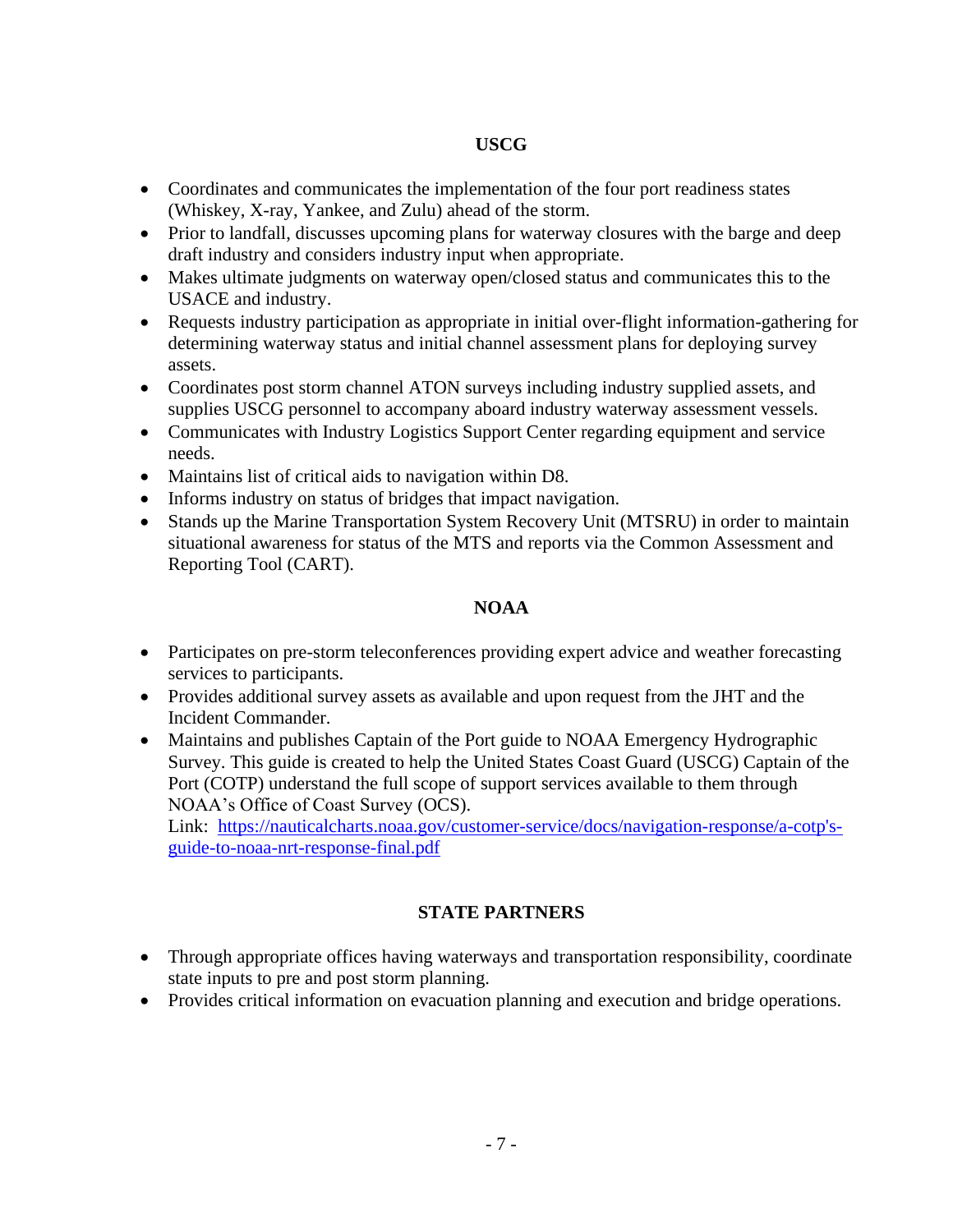## USCG

- Coordinates and communicates the implementation of the four port readiness states (Whiskey, X-ray, Yankee, and Zulu) ahead of the storm.
- Prior to landfall, discusses upcoming plans for waterway closures with the barge and deep draft industry and considers industry input when appropriate.
- Makes ultimate judgments on waterway open/closed status and communicates this to the USACE and industry.
- Requests industry participation as appropriate in initial over-flight information-gathering for determining waterway status and initial channel assessment plans for deploying survey assets.
- Coordinates post storm channel ATON surveys including industry supplied assets, and supplies USCG personnel to accompany aboard industry waterway assessment vessels.
- Communicates with Industry Logistics Support Center regarding equipment and service needs.
- Maintains list of critical aids to navigation within D8.
- Informs industry on status of bridges that impact navigation.
- Stands up the Marine Transportation System Recovery Unit (MTSRU) in order to maintain situational awareness for status of the MTS and reports via the Common Assessment and Reporting Tool (CART).

## NOAA

- Participates on pre-storm teleconferences providing expert advice and weather forecasting services to participants.
- Provides additional survey assets as available and upon request from the JHT and the Incident Commander.
- Maintains and publishes Captain of the Port guide to NOAA Emergency Hydrographic Survey. This guide is created to help the United States Coast Guard (USCG) Captain of the Port (COTP) understand the full scope of support services available to them through NOAA's Office of Coast Survey (OCS).
  Link: [https://nauticalcharts.noaa.gov/customer-service/docs/navigation-response/a-cotp's-guide-to-noaa-nrt-response-final.pdf](https://nauticalcharts.noaa.gov/customer-service/docs/navigation-response/a-cotp's-guide-to-noaa-nrt-response-final.pdf)

## STATE PARTNERS

- Through appropriate offices having waterways and transportation responsibility, coordinate state inputs to pre and post storm planning.
- Provides critical information on evacuation planning and execution and bridge operations.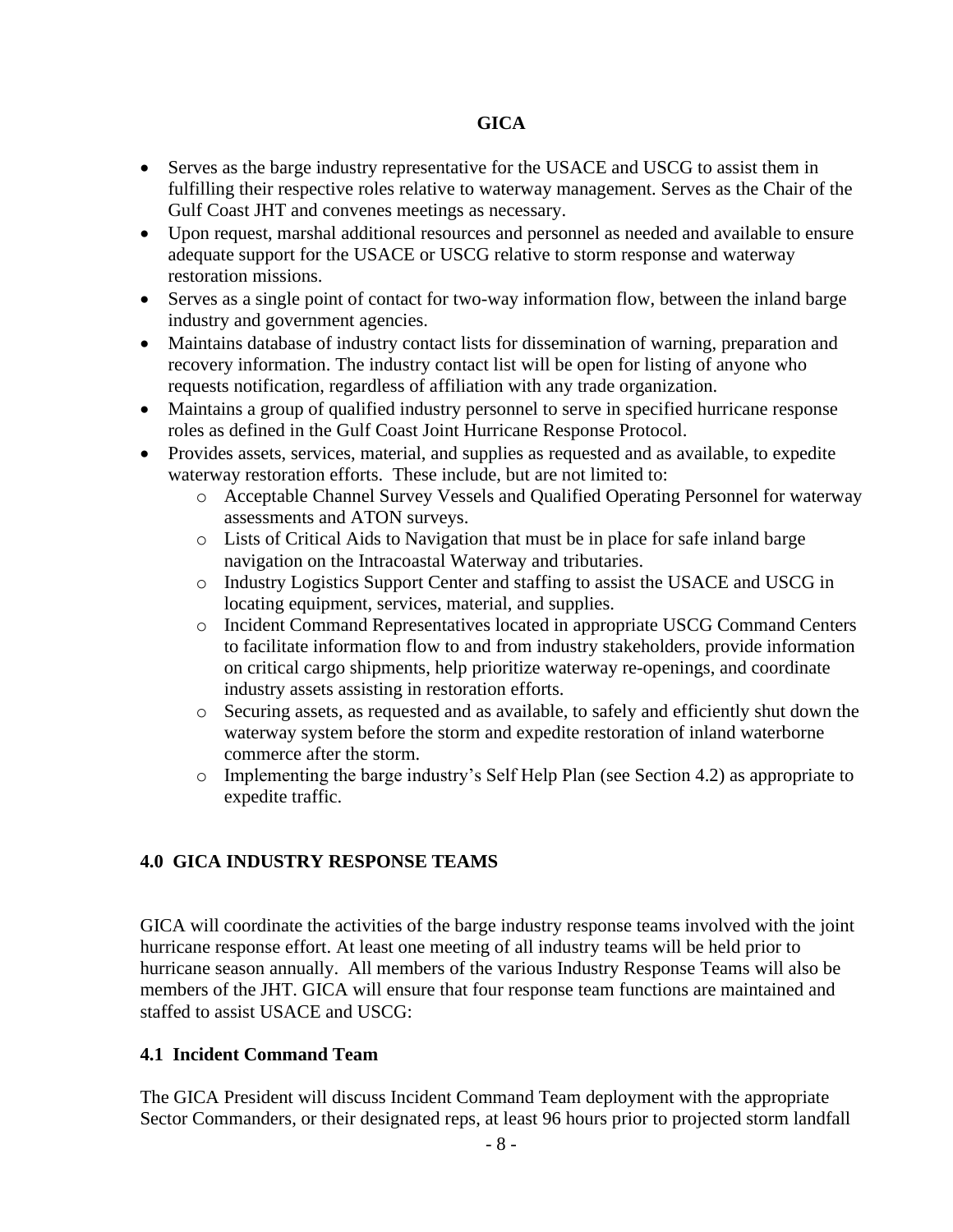**GICA**

- Serves as the barge industry representative for the USACE and USCG to assist them in fulfilling their respective roles relative to waterway management. Serves as the Chair of the Gulf Coast JHT and convenes meetings as necessary.
- Upon request, marshal additional resources and personnel as needed and available to ensure adequate support for the USACE or USCG relative to storm response and waterway restoration missions.
- Serves as a single point of contact for two-way information flow, between the inland barge industry and government agencies.
- Maintains database of industry contact lists for dissemination of warning, preparation and recovery information. The industry contact list will be open for listing of anyone who requests notification, regardless of affiliation with any trade organization.
- Maintains a group of qualified industry personnel to serve in specified hurricane response roles as defined in the Gulf Coast Joint Hurricane Response Protocol.
- Provides assets, services, material, and supplies as requested and as available, to expedite waterway restoration efforts. These include, but are not limited to:
    - Acceptable Channel Survey Vessels and Qualified Operating Personnel for waterway assessments and ATON surveys.
    - Lists of Critical Aids to Navigation that must be in place for safe inland barge navigation on the Intracoastal Waterway and tributaries.
    - Industry Logistics Support Center and staffing to assist the USACE and USCG in locating equipment, services, material, and supplies.
    - Incident Command Representatives located in appropriate USCG Command Centers to facilitate information flow to and from industry stakeholders, provide information on critical cargo shipments, help prioritize waterway re-openings, and coordinate industry assets assisting in restoration efforts.
    - Securing assets, as requested and as available, to safely and efficiently shut down the waterway system before the storm and expedite restoration of inland waterborne commerce after the storm.
    - Implementing the barge industry's Self Help Plan (see Section 4.2) as appropriate to expedite traffic.

## 4.0 GICA INDUSTRY RESPONSE TEAMS

GICA will coordinate the activities of the barge industry response teams involved with the joint hurricane response effort. At least one meeting of all industry teams will be held prior to hurricane season annually. All members of the various Industry Response Teams will also be members of the JHT. GICA will ensure that four response team functions are maintained and staffed to assist USACE and USCG:

### 4.1 Incident Command Team

The GICA President will discuss Incident Command Team deployment with the appropriate Sector Commanders, or their designated reps, at least 96 hours prior to projected storm landfall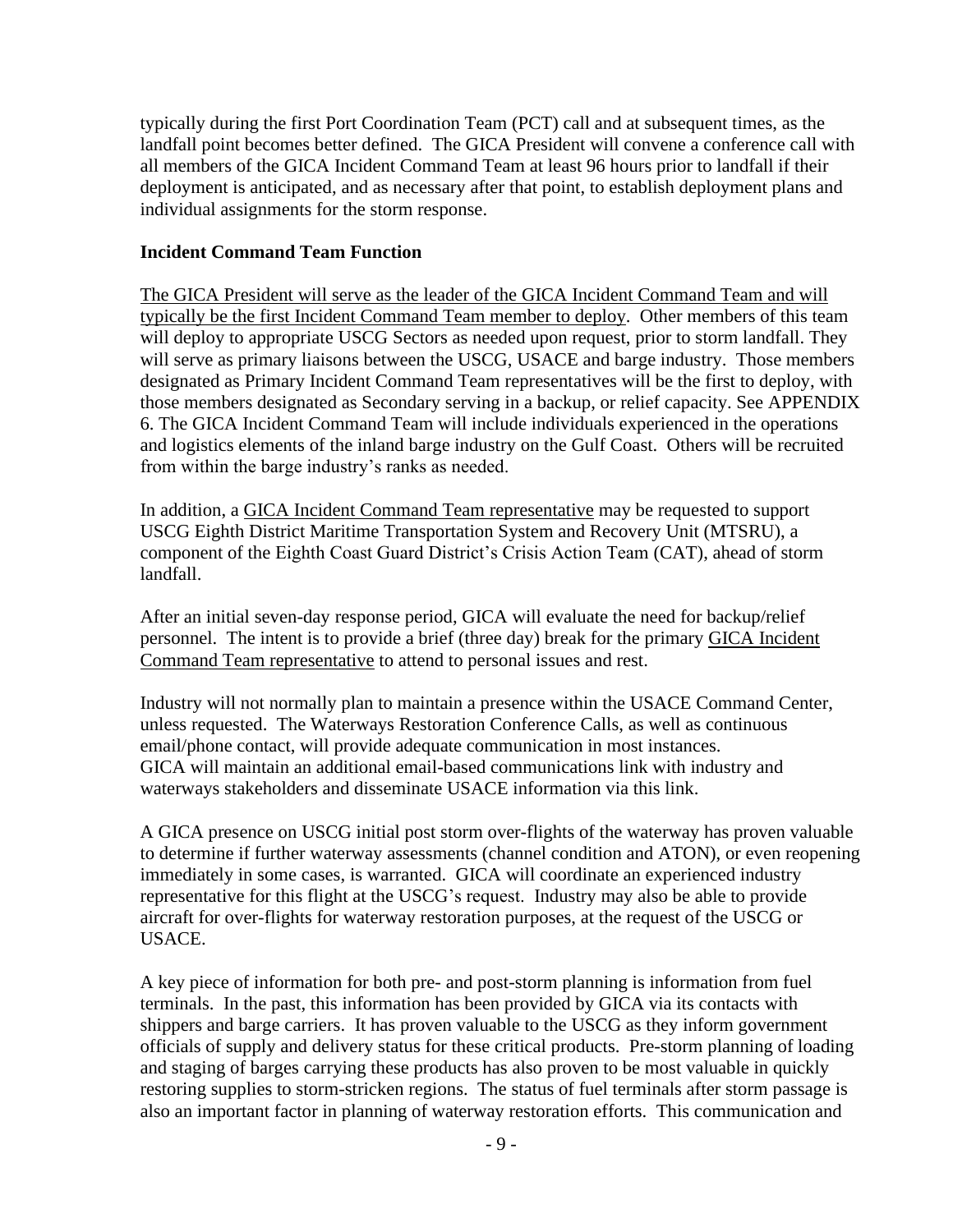typically during the first Port Coordination Team (PCT) call and at subsequent times, as the landfall point becomes better defined. The GICA President will convene a conference call with all members of the GICA Incident Command Team at least 96 hours prior to landfall if their deployment is anticipated, and as necessary after that point, to establish deployment plans and individual assignments for the storm response.

**Incident Command Team Function**

<u>The GICA President will serve as the leader of the GICA Incident Command Team and will typically be the first Incident Command Team member to deploy</u>. Other members of this team will deploy to appropriate USCG Sectors as needed upon request, prior to storm landfall. They will serve as primary liaisons between the USCG, USACE and barge industry. Those members designated as Primary Incident Command Team representatives will be the first to deploy, with those members designated as Secondary serving in a backup, or relief capacity. See APPENDIX 6. The GICA Incident Command Team will include individuals experienced in the operations and logistics elements of the inland barge industry on the Gulf Coast. Others will be recruited from within the barge industry's ranks as needed.

In addition, a <u>GICA Incident Command Team representative</u> may be requested to support USCG Eighth District Maritime Transportation System and Recovery Unit (MTSRU), a component of the Eighth Coast Guard District's Crisis Action Team (CAT), ahead of storm landfall.

After an initial seven-day response period, GICA will evaluate the need for backup/relief personnel. The intent is to provide a brief (three day) break for the primary <u>GICA Incident Command Team representative</u> to attend to personal issues and rest.

Industry will not normally plan to maintain a presence within the USACE Command Center, unless requested. The Waterways Restoration Conference Calls, as well as continuous email/phone contact, will provide adequate communication in most instances. GICA will maintain an additional email-based communications link with industry and waterways stakeholders and disseminate USACE information via this link.

A GICA presence on USCG initial post storm over-flights of the waterway has proven valuable to determine if further waterway assessments (channel condition and ATON), or even reopening immediately in some cases, is warranted. GICA will coordinate an experienced industry representative for this flight at the USCG's request. Industry may also be able to provide aircraft for over-flights for waterway restoration purposes, at the request of the USCG or USACE.

A key piece of information for both pre- and post-storm planning is information from fuel terminals. In the past, this information has been provided by GICA via its contacts with shippers and barge carriers. It has proven valuable to the USCG as they inform government officials of supply and delivery status for these critical products. Pre-storm planning of loading and staging of barges carrying these products has also proven to be most valuable in quickly restoring supplies to storm-stricken regions. The status of fuel terminals after storm passage is also an important factor in planning of waterway restoration efforts. This communication and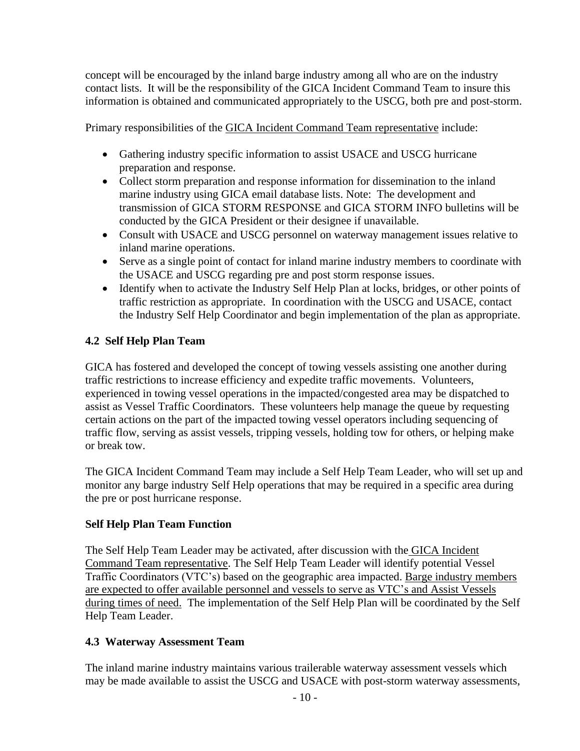concept will be encouraged by the inland barge industry among all who are on the industry contact lists. It will be the responsibility of the GICA Incident Command Team to insure this information is obtained and communicated appropriately to the USCG, both pre and post-storm.

Primary responsibilities of the GICA Incident Command Team representative include:

- Gathering industry specific information to assist USACE and USCG hurricane preparation and response.
- Collect storm preparation and response information for dissemination to the inland marine industry using GICA email database lists. Note: The development and transmission of GICA STORM RESPONSE and GICA STORM INFO bulletins will be conducted by the GICA President or their designee if unavailable.
- Consult with USACE and USCG personnel on waterway management issues relative to inland marine operations.
- Serve as a single point of contact for inland marine industry members to coordinate with the USACE and USCG regarding pre and post storm response issues.
- Identify when to activate the Industry Self Help Plan at locks, bridges, or other points of traffic restriction as appropriate. In coordination with the USCG and USACE, contact the Industry Self Help Coordinator and begin implementation of the plan as appropriate.

### 4.2 Self Help Plan Team

GICA has fostered and developed the concept of towing vessels assisting one another during traffic restrictions to increase efficiency and expedite traffic movements. Volunteers, experienced in towing vessel operations in the impacted/congested area may be dispatched to assist as Vessel Traffic Coordinators. These volunteers help manage the queue by requesting certain actions on the part of the impacted towing vessel operators including sequencing of traffic flow, serving as assist vessels, tripping vessels, holding tow for others, or helping make or break tow.

The GICA Incident Command Team may include a Self Help Team Leader, who will set up and monitor any barge industry Self Help operations that may be required in a specific area during the pre or post hurricane response.

#### Self Help Plan Team Function

The Self Help Team Leader may be activated, after discussion with the GICA Incident Command Team representative. The Self Help Team Leader will identify potential Vessel Traffic Coordinators (VTC's) based on the geographic area impacted. Barge industry members are expected to offer available personnel and vessels to serve as VTC's and Assist Vessels during times of need. The implementation of the Self Help Plan will be coordinated by the Self Help Team Leader.

### 4.3 Waterway Assessment Team

The inland marine industry maintains various trailerable waterway assessment vessels which may be made available to assist the USCG and USACE with post-storm waterway assessments,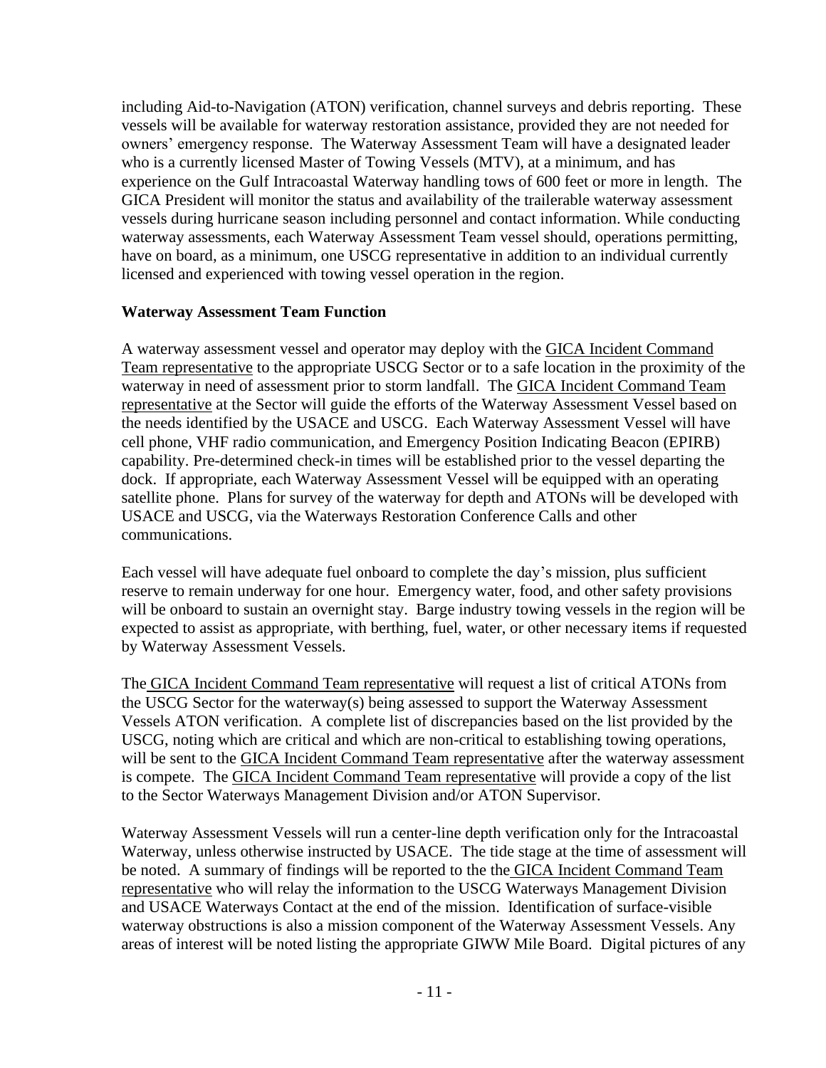including Aid-to-Navigation (ATON) verification, channel surveys and debris reporting. These vessels will be available for waterway restoration assistance, provided they are not needed for owners' emergency response. The Waterway Assessment Team will have a designated leader who is a currently licensed Master of Towing Vessels (MTV), at a minimum, and has experience on the Gulf Intracoastal Waterway handling tows of 600 feet or more in length. The GICA President will monitor the status and availability of the trailerable waterway assessment vessels during hurricane season including personnel and contact information. While conducting waterway assessments, each Waterway Assessment Team vessel should, operations permitting, have on board, as a minimum, one USCG representative in addition to an individual currently licensed and experienced with towing vessel operation in the region.

**Waterway Assessment Team Function**

A waterway assessment vessel and operator may deploy with the GICA Incident Command Team representative to the appropriate USCG Sector or to a safe location in the proximity of the waterway in need of assessment prior to storm landfall. The GICA Incident Command Team representative at the Sector will guide the efforts of the Waterway Assessment Vessel based on the needs identified by the USACE and USCG. Each Waterway Assessment Vessel will have cell phone, VHF radio communication, and Emergency Position Indicating Beacon (EPIRB) capability. Pre-determined check-in times will be established prior to the vessel departing the dock. If appropriate, each Waterway Assessment Vessel will be equipped with an operating satellite phone. Plans for survey of the waterway for depth and ATONs will be developed with USACE and USCG, via the Waterways Restoration Conference Calls and other communications.

Each vessel will have adequate fuel onboard to complete the day's mission, plus sufficient reserve to remain underway for one hour. Emergency water, food, and other safety provisions will be onboard to sustain an overnight stay. Barge industry towing vessels in the region will be expected to assist as appropriate, with berthing, fuel, water, or other necessary items if requested by Waterway Assessment Vessels.

The GICA Incident Command Team representative will request a list of critical ATONs from the USCG Sector for the waterway(s) being assessed to support the Waterway Assessment Vessels ATON verification. A complete list of discrepancies based on the list provided by the USCG, noting which are critical and which are non-critical to establishing towing operations, will be sent to the GICA Incident Command Team representative after the waterway assessment is compete. The GICA Incident Command Team representative will provide a copy of the list to the Sector Waterways Management Division and/or ATON Supervisor.

Waterway Assessment Vessels will run a center-line depth verification only for the Intracoastal Waterway, unless otherwise instructed by USACE. The tide stage at the time of assessment will be noted. A summary of findings will be reported to the the GICA Incident Command Team representative who will relay the information to the USCG Waterways Management Division and USACE Waterways Contact at the end of the mission. Identification of surface-visible waterway obstructions is also a mission component of the Waterway Assessment Vessels. Any areas of interest will be noted listing the appropriate GIWW Mile Board. Digital pictures of any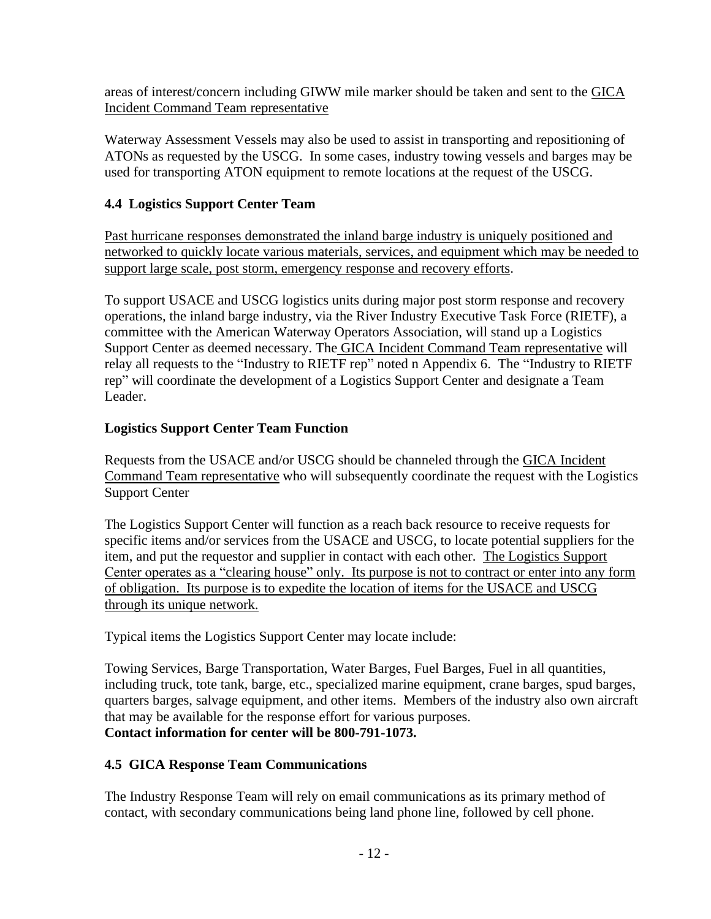areas of interest/concern including GIWW mile marker should be taken and sent to the GICA Incident Command Team representative

Waterway Assessment Vessels may also be used to assist in transporting and repositioning of ATONs as requested by the USCG. In some cases, industry towing vessels and barges may be used for transporting ATON equipment to remote locations at the request of the USCG.

## 4.4 Logistics Support Center Team

Past hurricane responses demonstrated the inland barge industry is uniquely positioned and networked to quickly locate various materials, services, and equipment which may be needed to support large scale, post storm, emergency response and recovery efforts.

To support USACE and USCG logistics units during major post storm response and recovery operations, the inland barge industry, via the River Industry Executive Task Force (RIETF), a committee with the American Waterway Operators Association, will stand up a Logistics Support Center as deemed necessary. The GICA Incident Command Team representative will relay all requests to the "Industry to RIETF rep" noted n Appendix 6. The "Industry to RIETF rep" will coordinate the development of a Logistics Support Center and designate a Team Leader.

### Logistics Support Center Team Function

Requests from the USACE and/or USCG should be channeled through the GICA Incident Command Team representative who will subsequently coordinate the request with the Logistics Support Center

The Logistics Support Center will function as a reach back resource to receive requests for specific items and/or services from the USACE and USCG, to locate potential suppliers for the item, and put the requestor and supplier in contact with each other. The Logistics Support Center operates as a "clearing house" only. Its purpose is not to contract or enter into any form of obligation. Its purpose is to expedite the location of items for the USACE and USCG through its unique network.

Typical items the Logistics Support Center may locate include:

Towing Services, Barge Transportation, Water Barges, Fuel Barges, Fuel in all quantities, including truck, tote tank, barge, etc., specialized marine equipment, crane barges, spud barges, quarters barges, salvage equipment, and other items. Members of the industry also own aircraft that may be available for the response effort for various purposes.
**Contact information for center will be 800-791-1073.**

## 4.5 GICA Response Team Communications

The Industry Response Team will rely on email communications as its primary method of contact, with secondary communications being land phone line, followed by cell phone.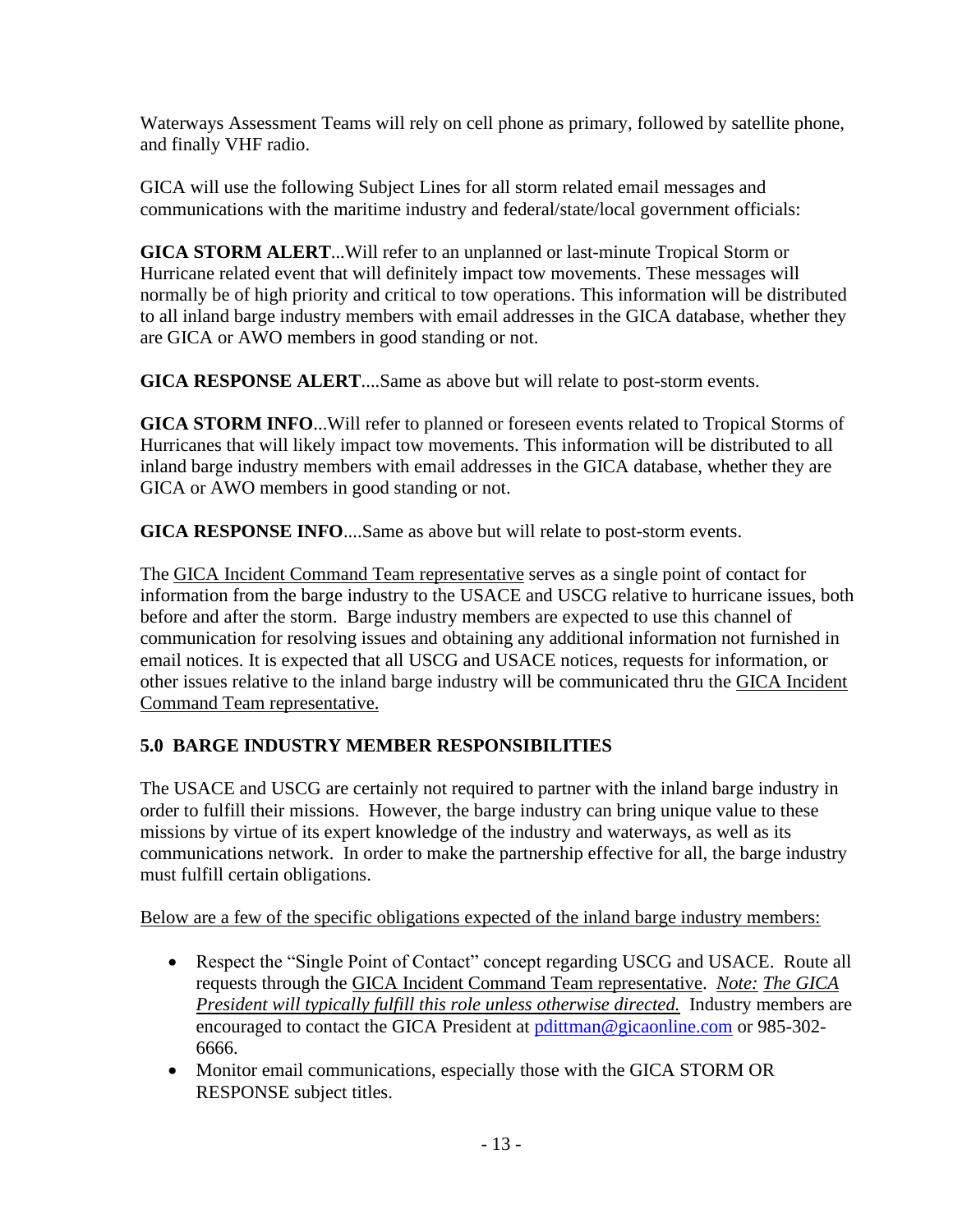Waterways Assessment Teams will rely on cell phone as primary, followed by satellite phone, and finally VHF radio.

GICA will use the following Subject Lines for all storm related email messages and communications with the maritime industry and federal/state/local government officials:

**GICA STORM ALERT**...Will refer to an unplanned or last-minute Tropical Storm or Hurricane related event that will definitely impact tow movements. These messages will normally be of high priority and critical to tow operations. This information will be distributed to all inland barge industry members with email addresses in the GICA database, whether they are GICA or AWO members in good standing or not.

**GICA RESPONSE ALERT**....Same as above but will relate to post-storm events.

**GICA STORM INFO**...Will refer to planned or foreseen events related to Tropical Storms of Hurricanes that will likely impact tow movements. This information will be distributed to all inland barge industry members with email addresses in the GICA database, whether they are GICA or AWO members in good standing or not.

**GICA RESPONSE INFO**....Same as above but will relate to post-storm events.

The GICA Incident Command Team representative serves as a single point of contact for information from the barge industry to the USACE and USCG relative to hurricane issues, both before and after the storm. Barge industry members are expected to use this channel of communication for resolving issues and obtaining any additional information not furnished in email notices. It is expected that all USCG and USACE notices, requests for information, or other issues relative to the inland barge industry will be communicated thru the GICA Incident Command Team representative.

## 5.0 BARGE INDUSTRY MEMBER RESPONSIBILITIES

The USACE and USCG are certainly not required to partner with the inland barge industry in order to fulfill their missions. However, the barge industry can bring unique value to these missions by virtue of its expert knowledge of the industry and waterways, as well as its communications network. In order to make the partnership effective for all, the barge industry must fulfill certain obligations.

Below are a few of the specific obligations expected of the inland barge industry members:

- Respect the "Single Point of Contact" concept regarding USCG and USACE. Route all requests through the GICA Incident Command Team representative. *Note: The GICA President will typically fulfill this role unless otherwise directed.* Industry members are encouraged to contact the GICA President at pdittman@gicaonline.com or 985-302-6666.
- Monitor email communications, especially those with the GICA STORM OR RESPONSE subject titles.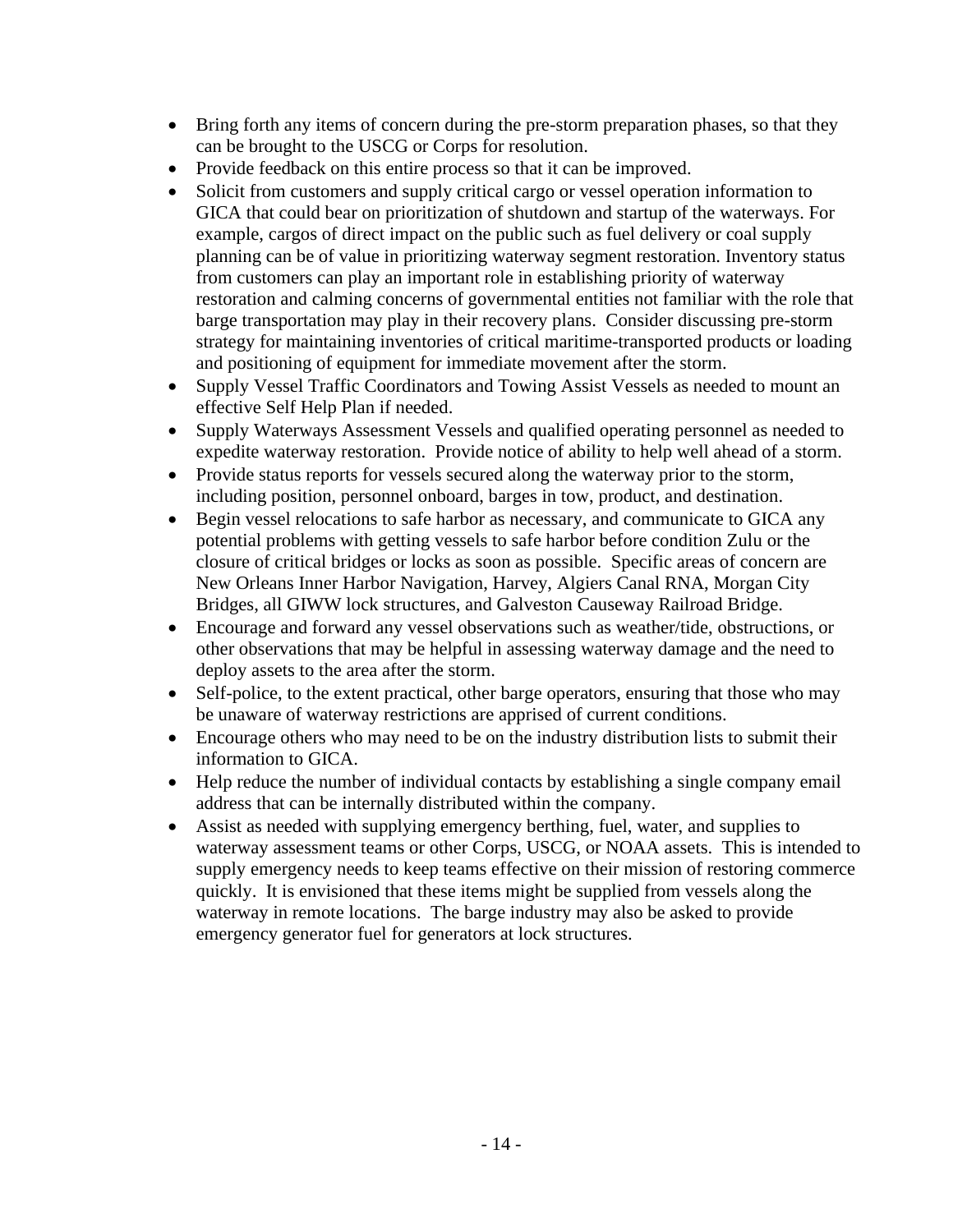- Bring forth any items of concern during the pre-storm preparation phases, so that they can be brought to the USCG or Corps for resolution.
- Provide feedback on this entire process so that it can be improved.
- Solicit from customers and supply critical cargo or vessel operation information to GICA that could bear on prioritization of shutdown and startup of the waterways. For example, cargos of direct impact on the public such as fuel delivery or coal supply planning can be of value in prioritizing waterway segment restoration. Inventory status from customers can play an important role in establishing priority of waterway restoration and calming concerns of governmental entities not familiar with the role that barge transportation may play in their recovery plans. Consider discussing pre-storm strategy for maintaining inventories of critical maritime-transported products or loading and positioning of equipment for immediate movement after the storm.
- Supply Vessel Traffic Coordinators and Towing Assist Vessels as needed to mount an effective Self Help Plan if needed.
- Supply Waterways Assessment Vessels and qualified operating personnel as needed to expedite waterway restoration. Provide notice of ability to help well ahead of a storm.
- Provide status reports for vessels secured along the waterway prior to the storm, including position, personnel onboard, barges in tow, product, and destination.
- Begin vessel relocations to safe harbor as necessary, and communicate to GICA any potential problems with getting vessels to safe harbor before condition Zulu or the closure of critical bridges or locks as soon as possible. Specific areas of concern are New Orleans Inner Harbor Navigation, Harvey, Algiers Canal RNA, Morgan City Bridges, all GIWW lock structures, and Galveston Causeway Railroad Bridge.
- Encourage and forward any vessel observations such as weather/tide, obstructions, or other observations that may be helpful in assessing waterway damage and the need to deploy assets to the area after the storm.
- Self-police, to the extent practical, other barge operators, ensuring that those who may be unaware of waterway restrictions are apprised of current conditions.
- Encourage others who may need to be on the industry distribution lists to submit their information to GICA.
- Help reduce the number of individual contacts by establishing a single company email address that can be internally distributed within the company.
- Assist as needed with supplying emergency berthing, fuel, water, and supplies to waterway assessment teams or other Corps, USCG, or NOAA assets. This is intended to supply emergency needs to keep teams effective on their mission of restoring commerce quickly. It is envisioned that these items might be supplied from vessels along the waterway in remote locations. The barge industry may also be asked to provide emergency generator fuel for generators at lock structures.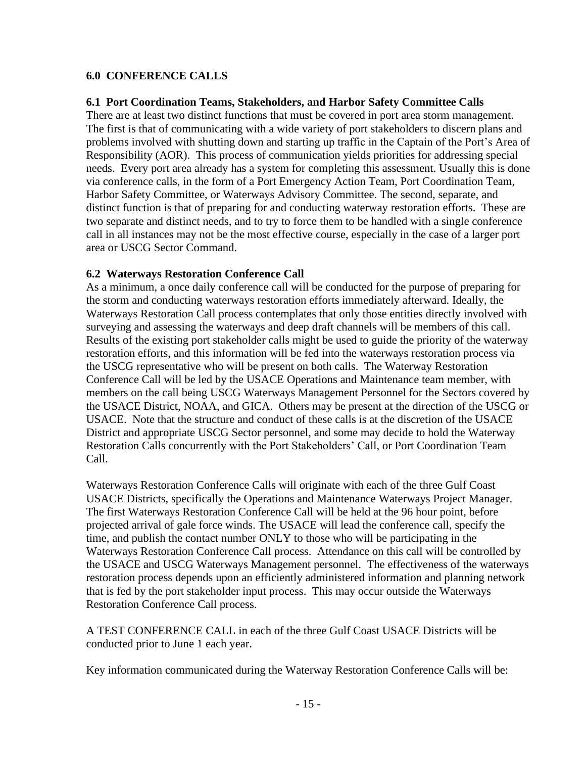## 6.0 CONFERENCE CALLS

### 6.1 Port Coordination Teams, Stakeholders, and Harbor Safety Committee Calls

There are at least two distinct functions that must be covered in port area storm management. The first is that of communicating with a wide variety of port stakeholders to discern plans and problems involved with shutting down and starting up traffic in the Captain of the Port's Area of Responsibility (AOR). This process of communication yields priorities for addressing special needs. Every port area already has a system for completing this assessment. Usually this is done via conference calls, in the form of a Port Emergency Action Team, Port Coordination Team, Harbor Safety Committee, or Waterways Advisory Committee. The second, separate, and distinct function is that of preparing for and conducting waterway restoration efforts. These are two separate and distinct needs, and to try to force them to be handled with a single conference call in all instances may not be the most effective course, especially in the case of a larger port area or USCG Sector Command.

### 6.2 Waterways Restoration Conference Call

As a minimum, a once daily conference call will be conducted for the purpose of preparing for the storm and conducting waterways restoration efforts immediately afterward. Ideally, the Waterways Restoration Call process contemplates that only those entities directly involved with surveying and assessing the waterways and deep draft channels will be members of this call. Results of the existing port stakeholder calls might be used to guide the priority of the waterway restoration efforts, and this information will be fed into the waterways restoration process via the USCG representative who will be present on both calls. The Waterway Restoration Conference Call will be led by the USACE Operations and Maintenance team member, with members on the call being USCG Waterways Management Personnel for the Sectors covered by the USACE District, NOAA, and GICA. Others may be present at the direction of the USCG or USACE. Note that the structure and conduct of these calls is at the discretion of the USACE District and appropriate USCG Sector personnel, and some may decide to hold the Waterway Restoration Calls concurrently with the Port Stakeholders' Call, or Port Coordination Team Call.

Waterways Restoration Conference Calls will originate with each of the three Gulf Coast USACE Districts, specifically the Operations and Maintenance Waterways Project Manager. The first Waterways Restoration Conference Call will be held at the 96 hour point, before projected arrival of gale force winds. The USACE will lead the conference call, specify the time, and publish the contact number ONLY to those who will be participating in the Waterways Restoration Conference Call process. Attendance on this call will be controlled by the USACE and USCG Waterways Management personnel. The effectiveness of the waterways restoration process depends upon an efficiently administered information and planning network that is fed by the port stakeholder input process. This may occur outside the Waterways Restoration Conference Call process.

A TEST CONFERENCE CALL in each of the three Gulf Coast USACE Districts will be conducted prior to June 1 each year.

Key information communicated during the Waterway Restoration Conference Calls will be: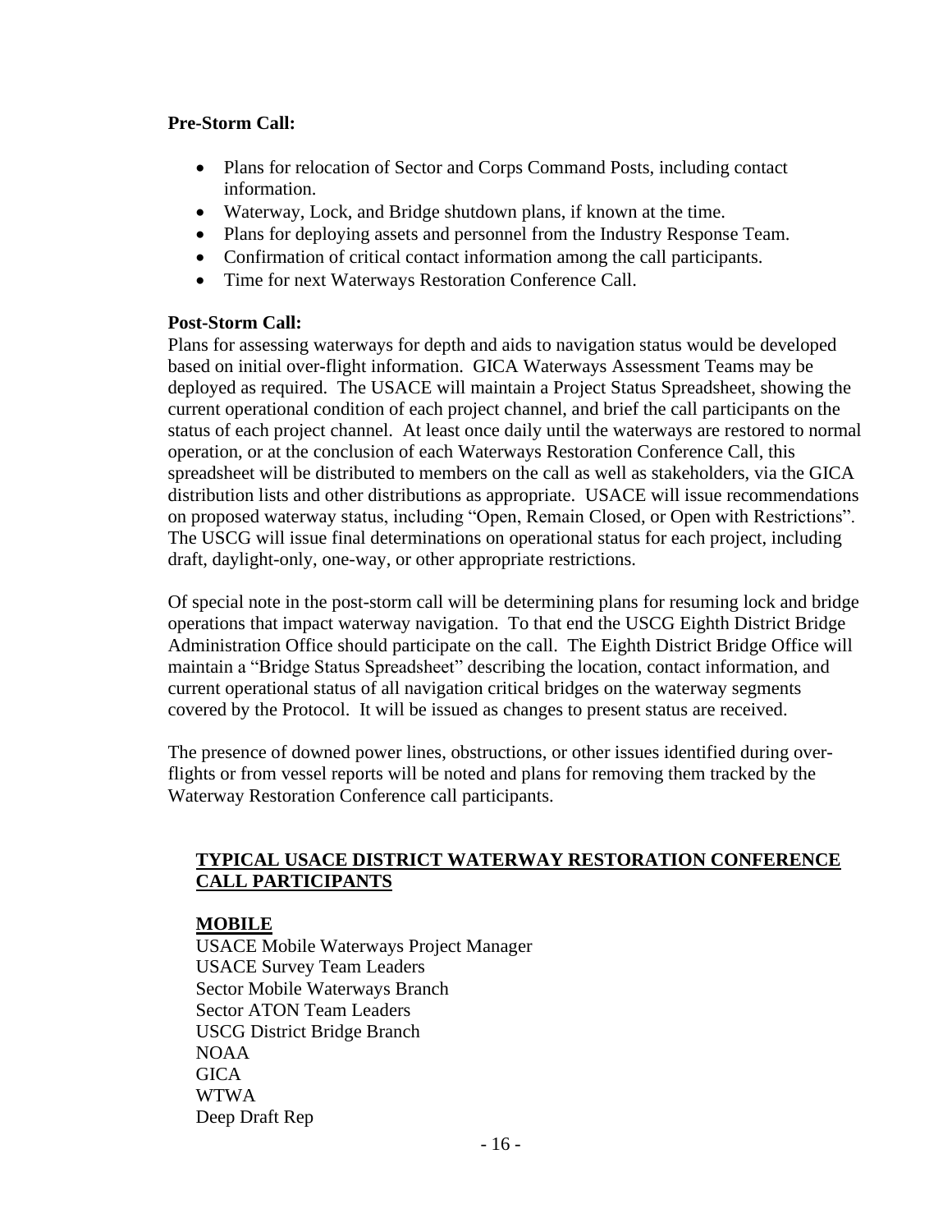**Pre-Storm Call:**

- Plans for relocation of Sector and Corps Command Posts, including contact information.
- Waterway, Lock, and Bridge shutdown plans, if known at the time.
- Plans for deploying assets and personnel from the Industry Response Team.
- Confirmation of critical contact information among the call participants.
- Time for next Waterways Restoration Conference Call.

**Post-Storm Call:**

Plans for assessing waterways for depth and aids to navigation status would be developed based on initial over-flight information. GICA Waterways Assessment Teams may be deployed as required. The USACE will maintain a Project Status Spreadsheet, showing the current operational condition of each project channel, and brief the call participants on the status of each project channel. At least once daily until the waterways are restored to normal operation, or at the conclusion of each Waterways Restoration Conference Call, this spreadsheet will be distributed to members on the call as well as stakeholders, via the GICA distribution lists and other distributions as appropriate. USACE will issue recommendations on proposed waterway status, including "Open, Remain Closed, or Open with Restrictions". The USCG will issue final determinations on operational status for each project, including draft, daylight-only, one-way, or other appropriate restrictions.

Of special note in the post-storm call will be determining plans for resuming lock and bridge operations that impact waterway navigation. To that end the USCG Eighth District Bridge Administration Office should participate on the call. The Eighth District Bridge Office will maintain a "Bridge Status Spreadsheet" describing the location, contact information, and current operational status of all navigation critical bridges on the waterway segments covered by the Protocol. It will be issued as changes to present status are received.

The presence of downed power lines, obstructions, or other issues identified during over-flights or from vessel reports will be noted and plans for removing them tracked by the Waterway Restoration Conference call participants.

## TYPICAL USACE DISTRICT WATERWAY RESTORATION CONFERENCE CALL PARTICIPANTS

### MOBILE

USACE Mobile Waterways Project Manager
USACE Survey Team Leaders
Sector Mobile Waterways Branch
Sector ATON Team Leaders
USCG District Bridge Branch
NOAA
GICA
WTWA
Deep Draft Rep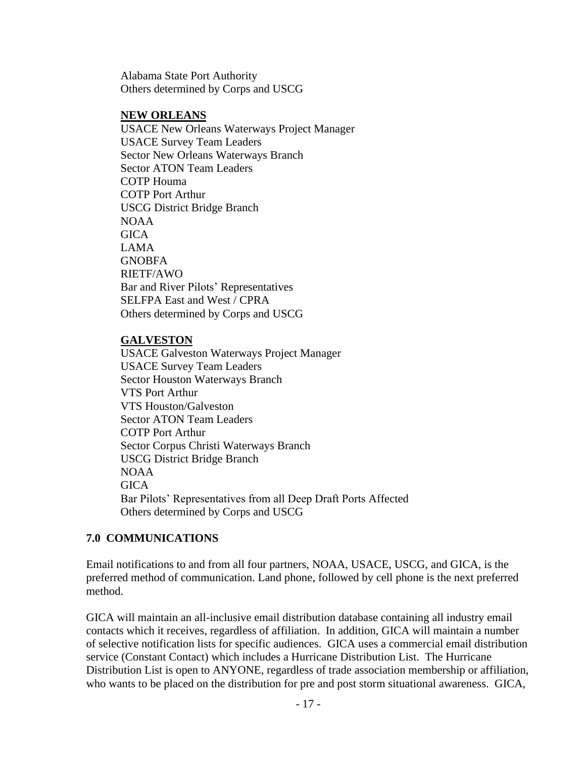Alabama State Port Authority
Others determined by Corps and USCG

**NEW ORLEANS**

USACE New Orleans Waterways Project Manager
USACE Survey Team Leaders
Sector New Orleans Waterways Branch
Sector ATON Team Leaders
COTP Houma
COTP Port Arthur
USCG District Bridge Branch
NOAA
GICA
LAMA
GNOBFA
RIETF/AWO
Bar and River Pilots' Representatives
SELFPA East and West / CPRA
Others determined by Corps and USCG

**GALVESTON**

USACE Galveston Waterways Project Manager
USACE Survey Team Leaders
Sector Houston Waterways Branch
VTS Port Arthur
VTS Houston/Galveston
Sector ATON Team Leaders
COTP Port Arthur
Sector Corpus Christi Waterways Branch
USCG District Bridge Branch
NOAA
GICA
Bar Pilots' Representatives from all Deep Draft Ports Affected
Others determined by Corps and USCG

## 7.0 COMMUNICATIONS

Email notifications to and from all four partners, NOAA, USACE, USCG, and GICA, is the preferred method of communication. Land phone, followed by cell phone is the next preferred method.

GICA will maintain an all-inclusive email distribution database containing all industry email contacts which it receives, regardless of affiliation. In addition, GICA will maintain a number of selective notification lists for specific audiences. GICA uses a commercial email distribution service (Constant Contact) which includes a Hurricane Distribution List. The Hurricane Distribution List is open to ANYONE, regardless of trade association membership or affiliation, who wants to be placed on the distribution for pre and post storm situational awareness. GICA,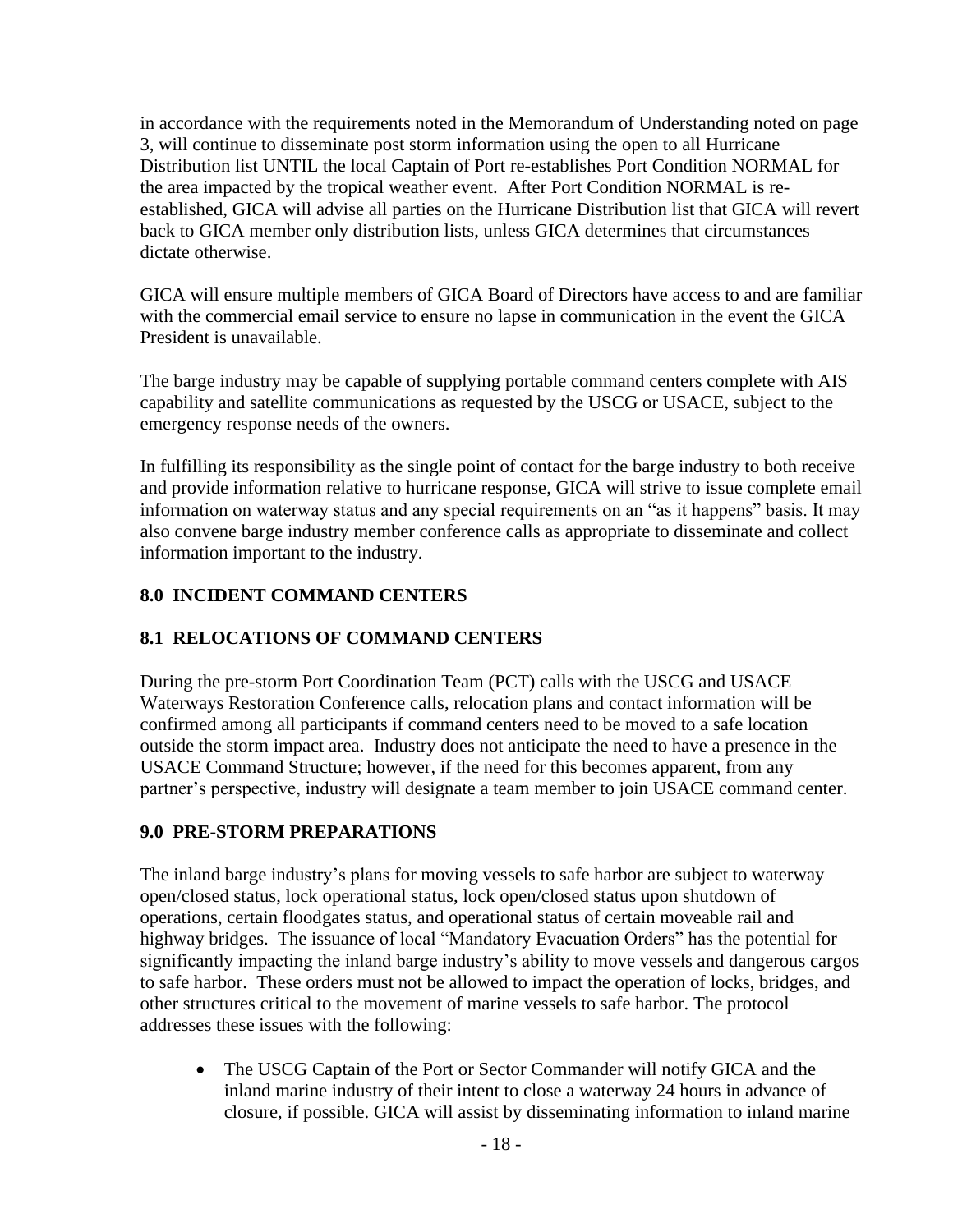in accordance with the requirements noted in the Memorandum of Understanding noted on page 3, will continue to disseminate post storm information using the open to all Hurricane Distribution list UNTIL the local Captain of Port re-establishes Port Condition NORMAL for the area impacted by the tropical weather event. After Port Condition NORMAL is re-established, GICA will advise all parties on the Hurricane Distribution list that GICA will revert back to GICA member only distribution lists, unless GICA determines that circumstances dictate otherwise.

GICA will ensure multiple members of GICA Board of Directors have access to and are familiar with the commercial email service to ensure no lapse in communication in the event the GICA President is unavailable.

The barge industry may be capable of supplying portable command centers complete with AIS capability and satellite communications as requested by the USCG or USACE, subject to the emergency response needs of the owners.

In fulfilling its responsibility as the single point of contact for the barge industry to both receive and provide information relative to hurricane response, GICA will strive to issue complete email information on waterway status and any special requirements on an "as it happens" basis. It may also convene barge industry member conference calls as appropriate to disseminate and collect information important to the industry.

## 8.0 INCIDENT COMMAND CENTERS

### 8.1 RELOCATIONS OF COMMAND CENTERS

During the pre-storm Port Coordination Team (PCT) calls with the USCG and USACE Waterways Restoration Conference calls, relocation plans and contact information will be confirmed among all participants if command centers need to be moved to a safe location outside the storm impact area. Industry does not anticipate the need to have a presence in the USACE Command Structure; however, if the need for this becomes apparent, from any partner's perspective, industry will designate a team member to join USACE command center.

## 9.0 PRE-STORM PREPARATIONS

The inland barge industry's plans for moving vessels to safe harbor are subject to waterway open/closed status, lock operational status, lock open/closed status upon shutdown of operations, certain floodgates status, and operational status of certain moveable rail and highway bridges. The issuance of local "Mandatory Evacuation Orders" has the potential for significantly impacting the inland barge industry's ability to move vessels and dangerous cargos to safe harbor. These orders must not be allowed to impact the operation of locks, bridges, and other structures critical to the movement of marine vessels to safe harbor. The protocol addresses these issues with the following:

- The USCG Captain of the Port or Sector Commander will notify GICA and the inland marine industry of their intent to close a waterway 24 hours in advance of closure, if possible. GICA will assist by disseminating information to inland marine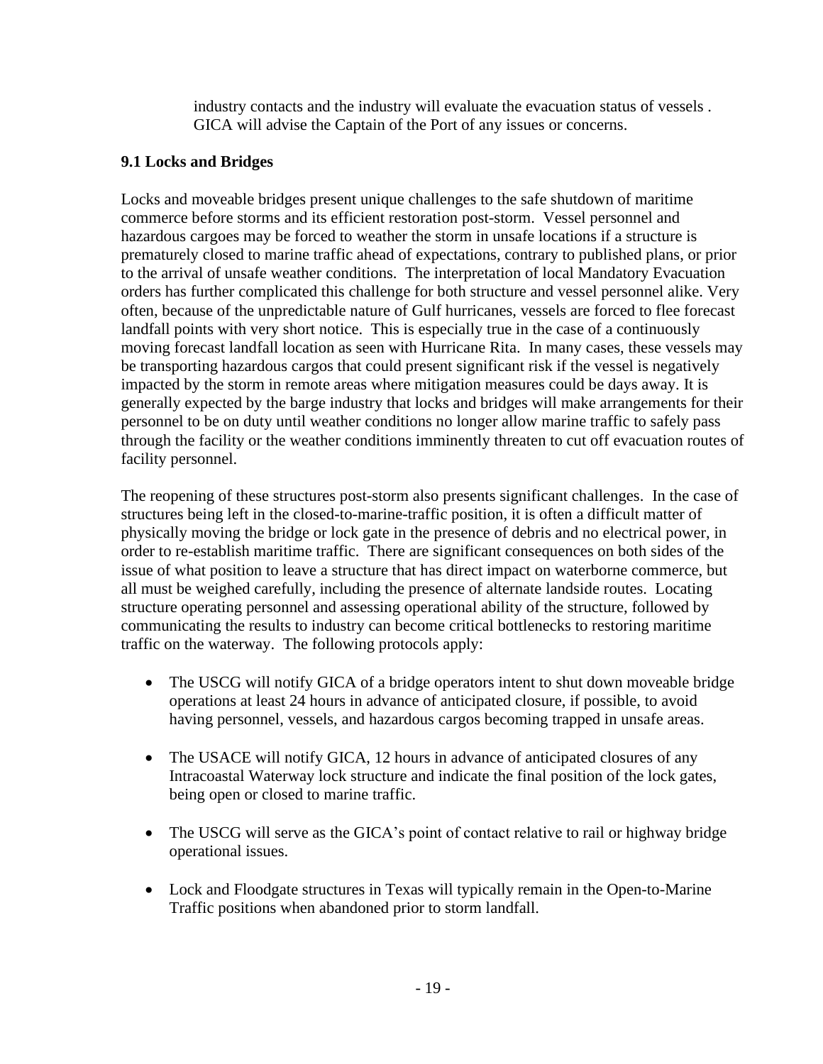industry contacts and the industry will evaluate the evacuation status of vessels . GICA will advise the Captain of the Port of any issues or concerns.

### 9.1 Locks and Bridges

Locks and moveable bridges present unique challenges to the safe shutdown of maritime commerce before storms and its efficient restoration post-storm. Vessel personnel and hazardous cargoes may be forced to weather the storm in unsafe locations if a structure is prematurely closed to marine traffic ahead of expectations, contrary to published plans, or prior to the arrival of unsafe weather conditions. The interpretation of local Mandatory Evacuation orders has further complicated this challenge for both structure and vessel personnel alike. Very often, because of the unpredictable nature of Gulf hurricanes, vessels are forced to flee forecast landfall points with very short notice. This is especially true in the case of a continuously moving forecast landfall location as seen with Hurricane Rita. In many cases, these vessels may be transporting hazardous cargos that could present significant risk if the vessel is negatively impacted by the storm in remote areas where mitigation measures could be days away. It is generally expected by the barge industry that locks and bridges will make arrangements for their personnel to be on duty until weather conditions no longer allow marine traffic to safely pass through the facility or the weather conditions imminently threaten to cut off evacuation routes of facility personnel.

The reopening of these structures post-storm also presents significant challenges. In the case of structures being left in the closed-to-marine-traffic position, it is often a difficult matter of physically moving the bridge or lock gate in the presence of debris and no electrical power, in order to re-establish maritime traffic. There are significant consequences on both sides of the issue of what position to leave a structure that has direct impact on waterborne commerce, but all must be weighed carefully, including the presence of alternate landside routes. Locating structure operating personnel and assessing operational ability of the structure, followed by communicating the results to industry can become critical bottlenecks to restoring maritime traffic on the waterway. The following protocols apply:

- The USCG will notify GICA of a bridge operators intent to shut down moveable bridge operations at least 24 hours in advance of anticipated closure, if possible, to avoid having personnel, vessels, and hazardous cargos becoming trapped in unsafe areas.

- The USACE will notify GICA, 12 hours in advance of anticipated closures of any Intracoastal Waterway lock structure and indicate the final position of the lock gates, being open or closed to marine traffic.

- The USCG will serve as the GICA's point of contact relative to rail or highway bridge operational issues.

- Lock and Floodgate structures in Texas will typically remain in the Open-to-Marine Traffic positions when abandoned prior to storm landfall.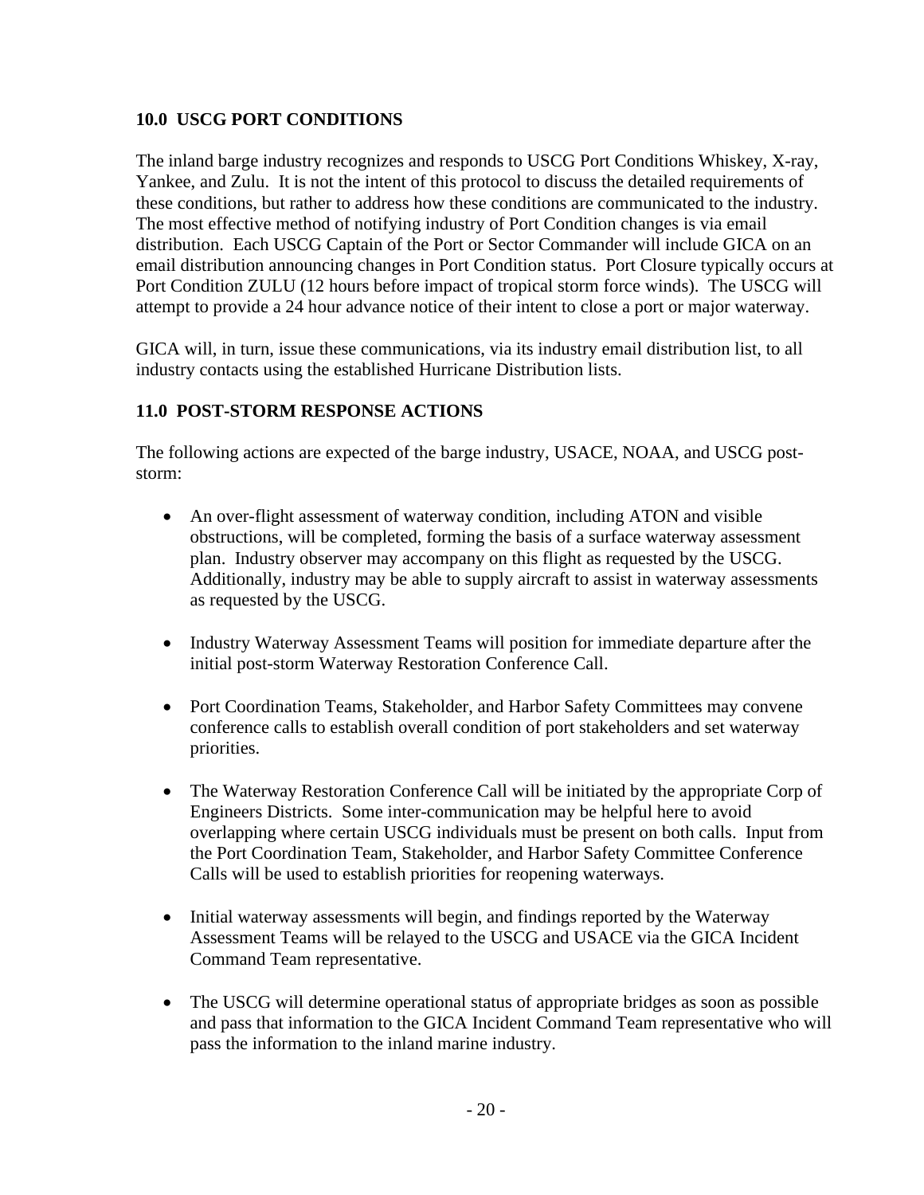## 10.0 USCG PORT CONDITIONS

The inland barge industry recognizes and responds to USCG Port Conditions Whiskey, X-ray, Yankee, and Zulu. It is not the intent of this protocol to discuss the detailed requirements of these conditions, but rather to address how these conditions are communicated to the industry. The most effective method of notifying industry of Port Condition changes is via email distribution. Each USCG Captain of the Port or Sector Commander will include GICA on an email distribution announcing changes in Port Condition status. Port Closure typically occurs at Port Condition ZULU (12 hours before impact of tropical storm force winds). The USCG will attempt to provide a 24 hour advance notice of their intent to close a port or major waterway.

GICA will, in turn, issue these communications, via its industry email distribution list, to all industry contacts using the established Hurricane Distribution lists.

## 11.0 POST-STORM RESPONSE ACTIONS

The following actions are expected of the barge industry, USACE, NOAA, and USCG post-storm:

- An over-flight assessment of waterway condition, including ATON and visible obstructions, will be completed, forming the basis of a surface waterway assessment plan. Industry observer may accompany on this flight as requested by the USCG. Additionally, industry may be able to supply aircraft to assist in waterway assessments as requested by the USCG.

- Industry Waterway Assessment Teams will position for immediate departure after the initial post-storm Waterway Restoration Conference Call.

- Port Coordination Teams, Stakeholder, and Harbor Safety Committees may convene conference calls to establish overall condition of port stakeholders and set waterway priorities.

- The Waterway Restoration Conference Call will be initiated by the appropriate Corp of Engineers Districts. Some inter-communication may be helpful here to avoid overlapping where certain USCG individuals must be present on both calls. Input from the Port Coordination Team, Stakeholder, and Harbor Safety Committee Conference Calls will be used to establish priorities for reopening waterways.

- Initial waterway assessments will begin, and findings reported by the Waterway Assessment Teams will be relayed to the USCG and USACE via the GICA Incident Command Team representative.

- The USCG will determine operational status of appropriate bridges as soon as possible and pass that information to the GICA Incident Command Team representative who will pass the information to the inland marine industry.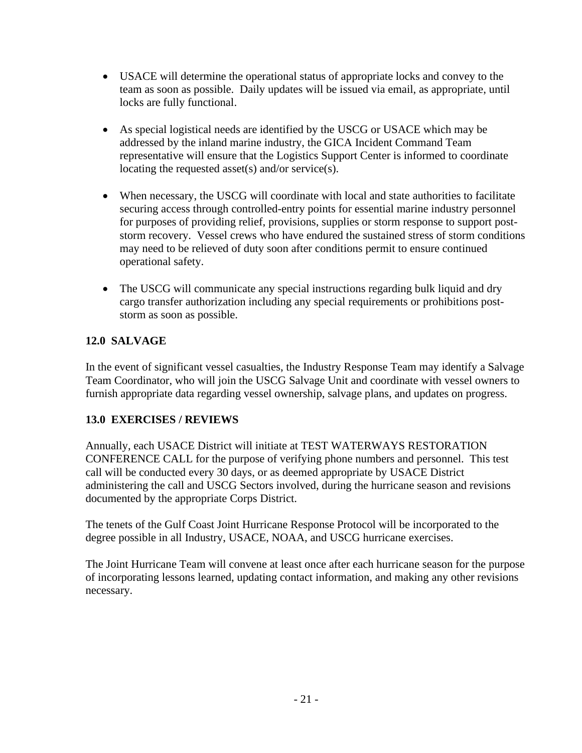- USACE will determine the operational status of appropriate locks and convey to the team as soon as possible. Daily updates will be issued via email, as appropriate, until locks are fully functional.

- As special logistical needs are identified by the USCG or USACE which may be addressed by the inland marine industry, the GICA Incident Command Team representative will ensure that the Logistics Support Center is informed to coordinate locating the requested asset(s) and/or service(s).

- When necessary, the USCG will coordinate with local and state authorities to facilitate securing access through controlled-entry points for essential marine industry personnel for purposes of providing relief, provisions, supplies or storm response to support post-storm recovery. Vessel crews who have endured the sustained stress of storm conditions may need to be relieved of duty soon after conditions permit to ensure continued operational safety.

- The USCG will communicate any special instructions regarding bulk liquid and dry cargo transfer authorization including any special requirements or prohibitions post-storm as soon as possible.

## 12.0 SALVAGE

In the event of significant vessel casualties, the Industry Response Team may identify a Salvage Team Coordinator, who will join the USCG Salvage Unit and coordinate with vessel owners to furnish appropriate data regarding vessel ownership, salvage plans, and updates on progress.

## 13.0 EXERCISES / REVIEWS

Annually, each USACE District will initiate at TEST WATERWAYS RESTORATION CONFERENCE CALL for the purpose of verifying phone numbers and personnel. This test call will be conducted every 30 days, or as deemed appropriate by USACE District administering the call and USCG Sectors involved, during the hurricane season and revisions documented by the appropriate Corps District.

The tenets of the Gulf Coast Joint Hurricane Response Protocol will be incorporated to the degree possible in all Industry, USACE, NOAA, and USCG hurricane exercises.

The Joint Hurricane Team will convene at least once after each hurricane season for the purpose of incorporating lessons learned, updating contact information, and making any other revisions necessary.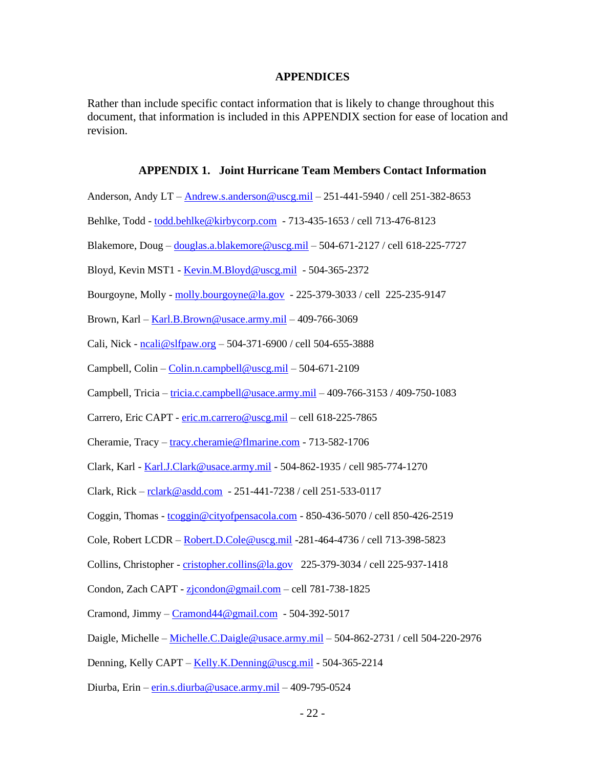## APPENDICES

Rather than include specific contact information that is likely to change throughout this document, that information is included in this APPENDIX section for ease of location and revision.

### APPENDIX 1. Joint Hurricane Team Members Contact Information

Anderson, Andy LT – Andrew.s.anderson@uscg.mil – 251-441-5940 / cell 251-382-8653

Behlke, Todd - todd.behlke@kirbycorp.com - 713-435-1653 / cell 713-476-8123

Blakemore, Doug – douglas.a.blakemore@uscg.mil – 504-671-2127 / cell 618-225-7727

Bloyd, Kevin MST1 - Kevin.M.Bloyd@uscg.mil - 504-365-2372

Bourgoyne, Molly - molly.bourgoyne@la.gov - 225-379-3033 / cell 225-235-9147

Brown, Karl – Karl.B.Brown@usace.army.mil – 409-766-3069

Cali, Nick - ncali@slfpaw.org – 504-371-6900 / cell 504-655-3888

Campbell, Colin – Colin.n.campbell@uscg.mil – 504-671-2109

Campbell, Tricia – tricia.c.campbell@usace.army.mil – 409-766-3153 / 409-750-1083

Carrero, Eric CAPT - eric.m.carrero@uscg.mil – cell 618-225-7865

Cheramie, Tracy – tracy.cheramie@flmarine.com - 713-582-1706

Clark, Karl - Karl.J.Clark@usace.army.mil - 504-862-1935 / cell 985-774-1270

Clark, Rick – rclark@asdd.com - 251-441-7238 / cell 251-533-0117

Coggin, Thomas - tcoggin@cityofpensacola.com - 850-436-5070 / cell 850-426-2519

Cole, Robert LCDR – Robert.D.Cole@uscg.mil -281-464-4736 / cell 713-398-5823

Collins, Christopher - cristopher.collins@la.gov 225-379-3034 / cell 225-937-1418

Condon, Zach CAPT - zjcondon@gmail.com – cell 781-738-1825

Cramond, Jimmy – Cramond44@gmail.com - 504-392-5017

Daigle, Michelle – Michelle.C.Daigle@usace.army.mil – 504-862-2731 / cell 504-220-2976

Denning, Kelly CAPT – Kelly.K.Denning@uscg.mil - 504-365-2214

Diurba, Erin – erin.s.diurba@usace.army.mil – 409-795-0524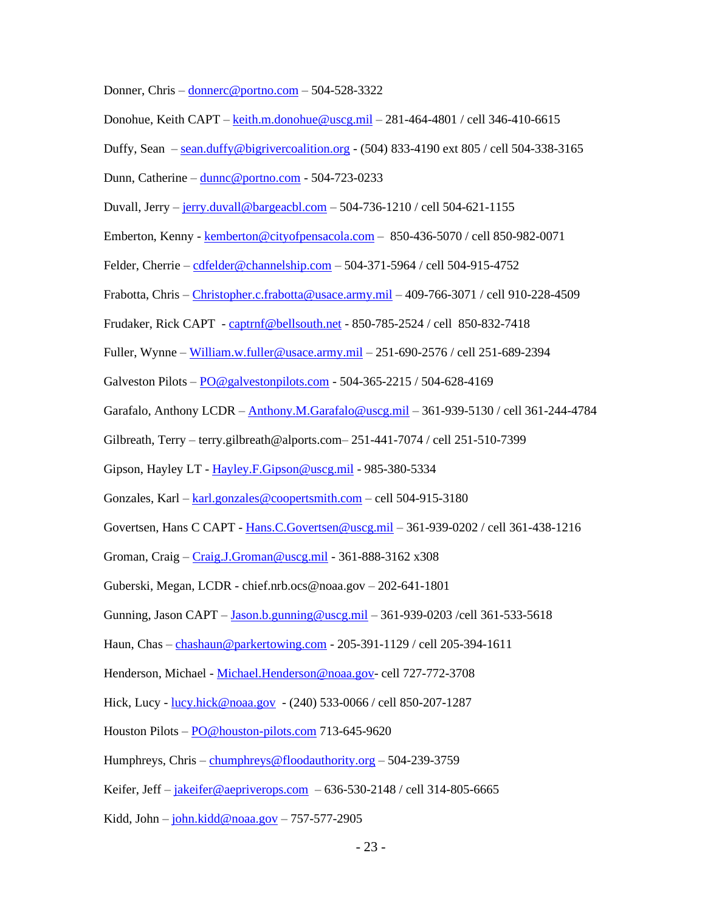Donner, Chris – donnerc@portno.com – 504-528-3322

Donohue, Keith CAPT – keith.m.donohue@uscg.mil – 281-464-4801 / cell 346-410-6615

Duffy, Sean – sean.duffy@bigrivercoalition.org - (504) 833-4190 ext 805 / cell 504-338-3165

Dunn, Catherine – dunnc@portno.com - 504-723-0233

Duvall, Jerry – jerry.duvall@bargeacbl.com – 504-736-1210 / cell 504-621-1155

Emberton, Kenny - kemberton@cityofpensacola.com – 850-436-5070 / cell 850-982-0071

Felder, Cherrie – cdfelder@channelship.com – 504-371-5964 / cell 504-915-4752

Frabotta, Chris – Christopher.c.frabotta@usace.army.mil – 409-766-3071 / cell 910-228-4509

Frudaker, Rick CAPT - captrnf@bellsouth.net - 850-785-2524 / cell 850-832-7418

Fuller, Wynne – William.w.fuller@usace.army.mil – 251-690-2576 / cell 251-689-2394

Galveston Pilots – PO@galvestonpilots.com - 504-365-2215 / 504-628-4169

Garafalo, Anthony LCDR – Anthony.M.Garafalo@uscg.mil – 361-939-5130 / cell 361-244-4784

Gilbreath, Terry – terry.gilbreath@alports.com– 251-441-7074 / cell 251-510-7399

Gipson, Hayley LT - Hayley.F.Gipson@uscg.mil - 985-380-5334

Gonzales, Karl – karl.gonzales@coopertsmith.com – cell 504-915-3180

Govertsen, Hans C CAPT - Hans.C.Govertsen@uscg.mil – 361-939-0202 / cell 361-438-1216

Groman, Craig – Craig.J.Groman@uscg.mil - 361-888-3162 x308

Guberski, Megan, LCDR - chief.nrb.ocs@noaa.gov – 202-641-1801

Gunning, Jason CAPT – Jason.b.gunning@uscg.mil – 361-939-0203 /cell 361-533-5618

Haun, Chas – chashaun@parkertowing.com - 205-391-1129 / cell 205-394-1611

Henderson, Michael - Michael.Henderson@noaa.gov- cell 727-772-3708

Hick, Lucy - lucy.hick@noaa.gov - (240) 533-0066 / cell 850-207-1287

Houston Pilots – PO@houston-pilots.com 713-645-9620

Humphreys, Chris – chumphreys@floodauthority.org – 504-239-3759

Keifer, Jeff – jakeifer@aepriverops.com – 636-530-2148 / cell 314-805-6665

Kidd, John – john.kidd@noaa.gov – 757-577-2905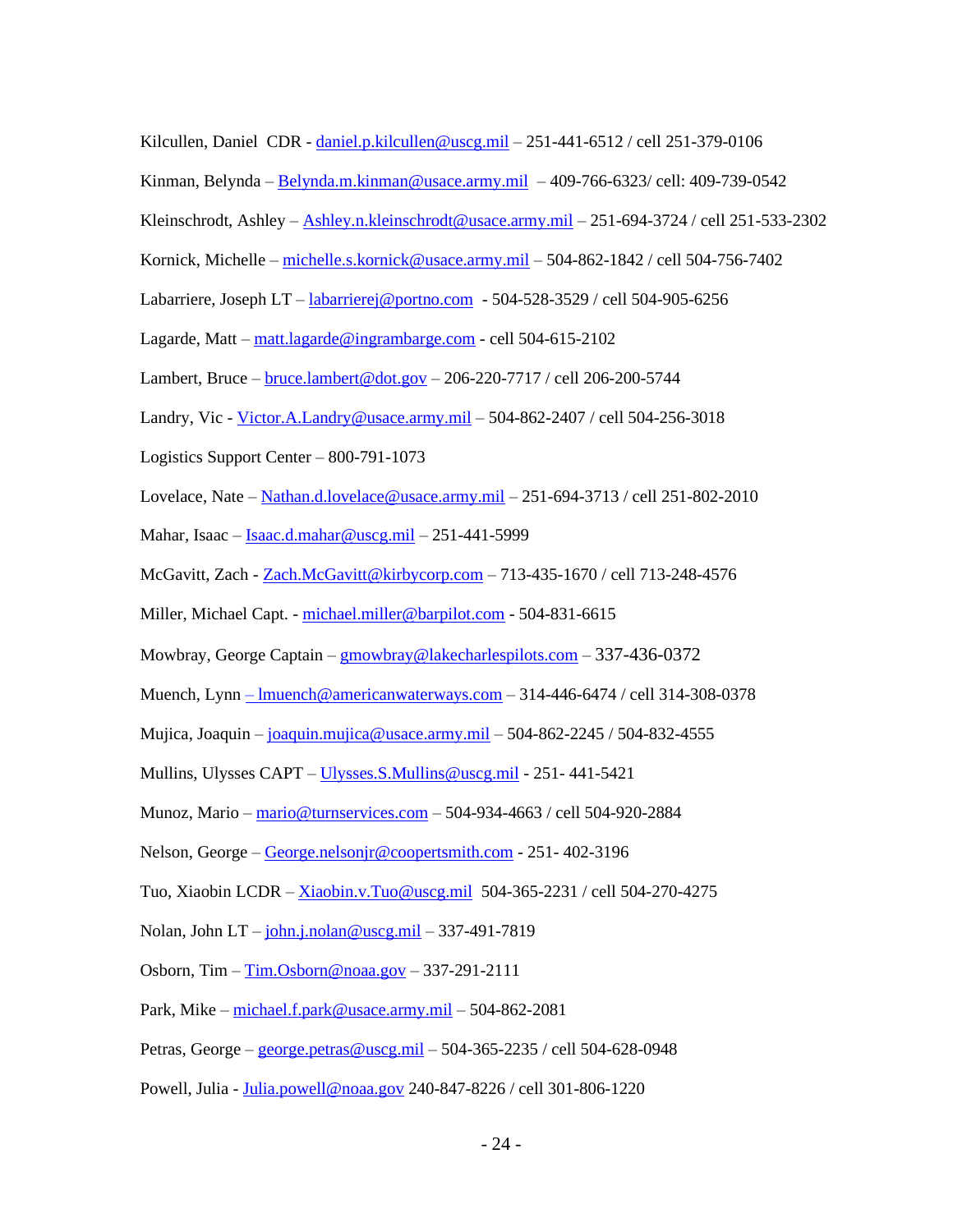Kilcullen, Daniel  CDR - daniel.p.kilcullen@uscg.mil – 251-441-6512 / cell 251-379-0106

Kinman, Belynda – Belynda.m.kinman@usace.army.mil  – 409-766-6323/ cell: 409-739-0542

Kleinschrodt, Ashley – Ashley.n.kleinschrodt@usace.army.mil – 251-694-3724 / cell 251-533-2302

Kornick, Michelle – michelle.s.kornick@usace.army.mil – 504-862-1842 / cell 504-756-7402

Labarriere, Joseph LT – labarrierej@portno.com  - 504-528-3529 / cell 504-905-6256

Lagarde, Matt – matt.lagarde@ingrambarge.com - cell 504-615-2102

Lambert, Bruce – bruce.lambert@dot.gov – 206-220-7717 / cell 206-200-5744

Landry, Vic - Victor.A.Landry@usace.army.mil – 504-862-2407 / cell 504-256-3018

Logistics Support Center – 800-791-1073

Lovelace, Nate – Nathan.d.lovelace@usace.army.mil – 251-694-3713 / cell 251-802-2010

Mahar, Isaac – Isaac.d.mahar@uscg.mil – 251-441-5999

McGavitt, Zach - Zach.McGavitt@kirbycorp.com – 713-435-1670 / cell 713-248-4576

Miller, Michael Capt. - michael.miller@barpilot.com - 504-831-6615

Mowbray, George Captain – gmowbray@lakecharlespilots.com – 337-436-0372

Muench, Lynn – lmuench@americanwaterways.com – 314-446-6474 / cell 314-308-0378

Mujica, Joaquin – joaquin.mujica@usace.army.mil – 504-862-2245 / 504-832-4555

Mullins, Ulysses CAPT – Ulysses.S.Mullins@uscg.mil - 251- 441-5421

Munoz, Mario – mario@turnservices.com – 504-934-4663 / cell 504-920-2884

Nelson, George – George.nelsonjr@coopertsmith.com - 251- 402-3196

Tuo, Xiaobin LCDR – Xiaobin.v.Tuo@uscg.mil  504-365-2231 / cell 504-270-4275

Nolan, John LT – john.j.nolan@uscg.mil – 337-491-7819

Osborn, Tim – Tim.Osborn@noaa.gov – 337-291-2111

Park, Mike – michael.f.park@usace.army.mil – 504-862-2081

Petras, George – george.petras@uscg.mil – 504-365-2235 / cell 504-628-0948

Powell, Julia - Julia.powell@noaa.gov 240-847-8226 / cell 301-806-1220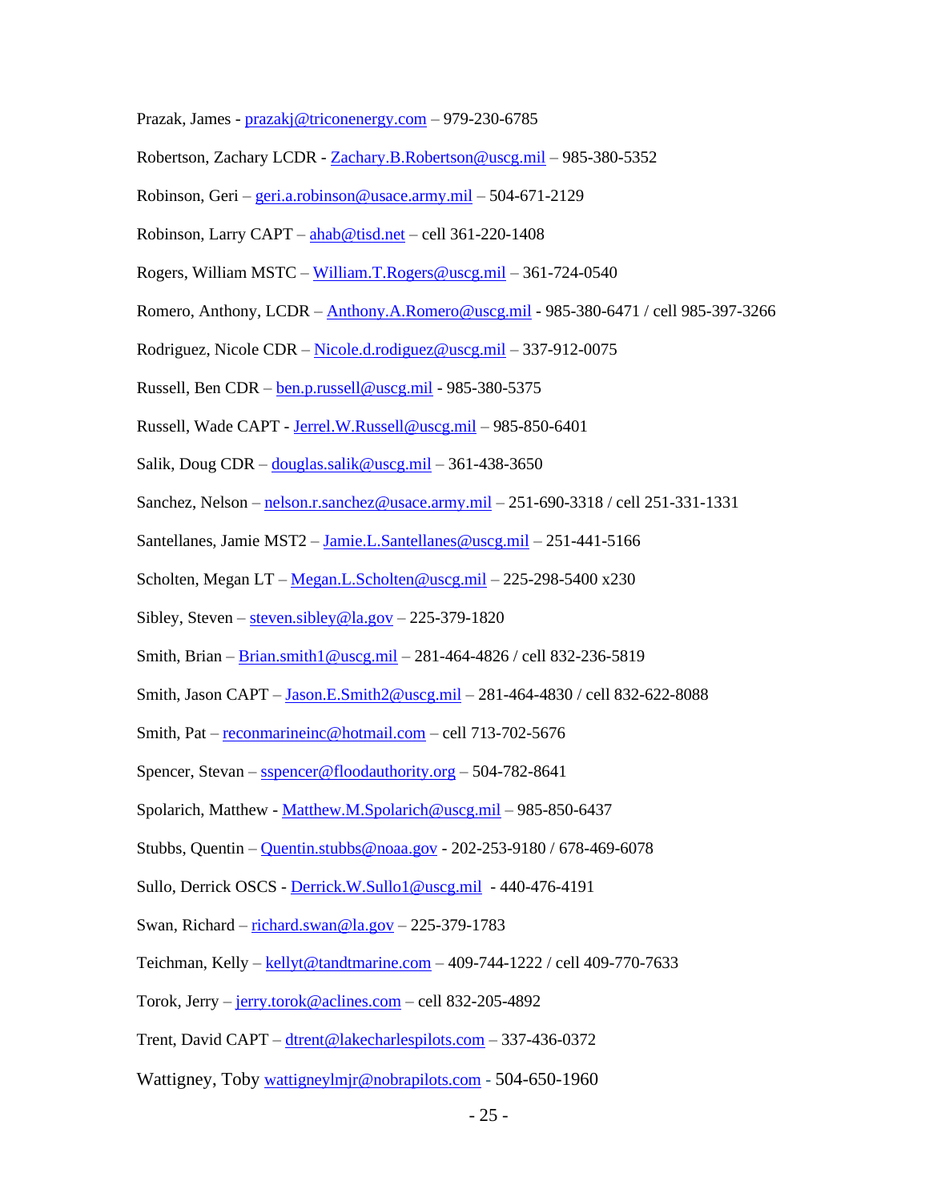Prazak, James - prazakj@triconenergy.com – 979-230-6785

Robertson, Zachary LCDR - Zachary.B.Robertson@uscg.mil – 985-380-5352

Robinson, Geri – geri.a.robinson@usace.army.mil – 504-671-2129

Robinson, Larry CAPT – ahab@tisd.net – cell 361-220-1408

Rogers, William MSTC – William.T.Rogers@uscg.mil – 361-724-0540

Romero, Anthony, LCDR – Anthony.A.Romero@uscg.mil - 985-380-6471 / cell 985-397-3266

Rodriguez, Nicole CDR – Nicole.d.rodiguez@uscg.mil – 337-912-0075

Russell, Ben CDR – ben.p.russell@uscg.mil - 985-380-5375

Russell, Wade CAPT - Jerrel.W.Russell@uscg.mil – 985-850-6401

Salik, Doug CDR – douglas.salik@uscg.mil – 361-438-3650

Sanchez, Nelson – nelson.r.sanchez@usace.army.mil – 251-690-3318 / cell 251-331-1331

Santellanes, Jamie MST2 – Jamie.L.Santellanes@uscg.mil – 251-441-5166

Scholten, Megan LT – Megan.L.Scholten@uscg.mil – 225-298-5400 x230

Sibley, Steven – steven.sibley@la.gov – 225-379-1820

Smith, Brian – Brian.smith1@uscg.mil – 281-464-4826 / cell 832-236-5819

Smith, Jason CAPT – Jason.E.Smith2@uscg.mil – 281-464-4830 / cell 832-622-8088

Smith, Pat – reconmarineinc@hotmail.com – cell 713-702-5676

Spencer, Stevan – sspencer@floodauthority.org – 504-782-8641

Spolarich, Matthew - Matthew.M.Spolarich@uscg.mil – 985-850-6437

Stubbs, Quentin – Quentin.stubbs@noaa.gov - 202-253-9180 / 678-469-6078

Sullo, Derrick OSCS - Derrick.W.Sullo1@uscg.mil - 440-476-4191

Swan, Richard – richard.swan@la.gov – 225-379-1783

Teichman, Kelly – kellyt@tandtmarine.com – 409-744-1222 / cell 409-770-7633

Torok, Jerry – jerry.torok@aclines.com – cell 832-205-4892

Trent, David CAPT – dtrent@lakecharlespilots.com – 337-436-0372

Wattigney, Toby wattigneylmjr@nobrapilots.com - 504-650-1960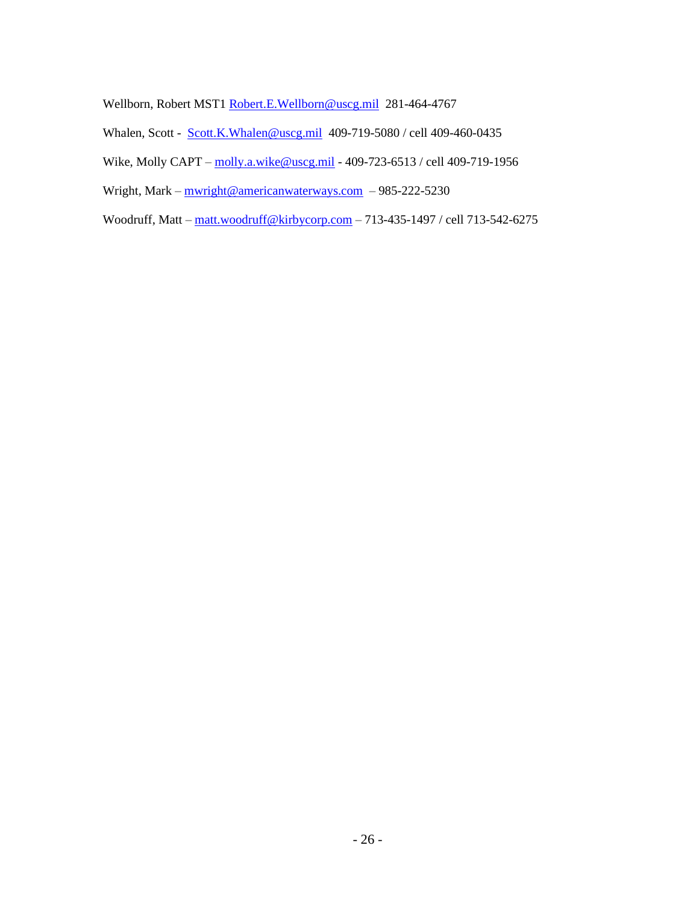Wellborn, Robert MST1 Robert.E.Wellborn@uscg.mil  281-464-4767

Whalen, Scott -  Scott.K.Whalen@uscg.mil  409-719-5080 / cell 409-460-0435

Wike, Molly CAPT – molly.a.wike@uscg.mil - 409-723-6513 / cell 409-719-1956

Wright, Mark – mwright@americanwaterways.com  – 985-222-5230

Woodruff, Matt – matt.woodruff@kirbycorp.com – 713-435-1497 / cell 713-542-6275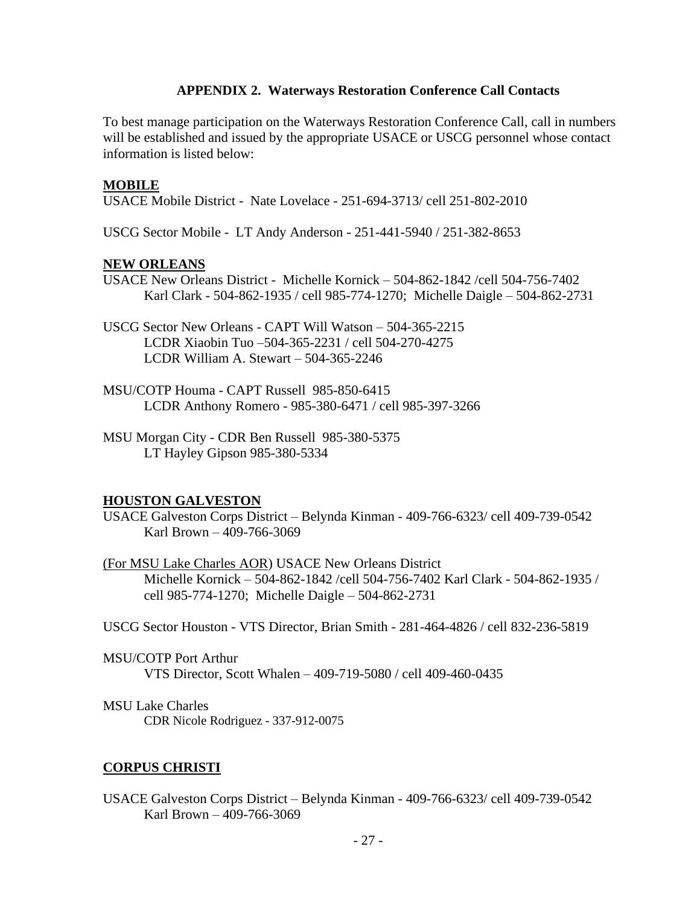## APPENDIX 2. Waterways Restoration Conference Call Contacts

To best manage participation on the Waterways Restoration Conference Call, call in numbers will be established and issued by the appropriate USACE or USCG personnel whose contact information is listed below:

**MOBILE**

USACE Mobile District - Nate Lovelace - 251-694-3713/ cell 251-802-2010

USCG Sector Mobile - LT Andy Anderson - 251-441-5940 / 251-382-8653

**NEW ORLEANS**

USACE New Orleans District - Michelle Kornick – 504-862-1842 /cell 504-756-7402
Karl Clark - 504-862-1935 / cell 985-774-1270; Michelle Daigle – 504-862-2731

USCG Sector New Orleans - CAPT Will Watson – 504-365-2215
LCDR Xiaobin Tuo –504-365-2231 / cell 504-270-4275
LCDR William A. Stewart – 504-365-2246

MSU/COTP Houma - CAPT Russell 985-850-6415
LCDR Anthony Romero - 985-380-6471 / cell 985-397-3266

MSU Morgan City - CDR Ben Russell 985-380-5375
LT Hayley Gipson 985-380-5334

**HOUSTON GALVESTON**

USACE Galveston Corps District – Belynda Kinman - 409-766-6323/ cell 409-739-0542
Karl Brown – 409-766-3069

(For MSU Lake Charles AOR) USACE New Orleans District
Michelle Kornick – 504-862-1842 /cell 504-756-7402 Karl Clark - 504-862-1935 / cell 985-774-1270; Michelle Daigle – 504-862-2731

USCG Sector Houston - VTS Director, Brian Smith - 281-464-4826 / cell 832-236-5819

MSU/COTP Port Arthur
VTS Director, Scott Whalen – 409-719-5080 / cell 409-460-0435

MSU Lake Charles
CDR Nicole Rodriguez - 337-912-0075

**CORPUS CHRISTI**

USACE Galveston Corps District – Belynda Kinman - 409-766-6323/ cell 409-739-0542
Karl Brown – 409-766-3069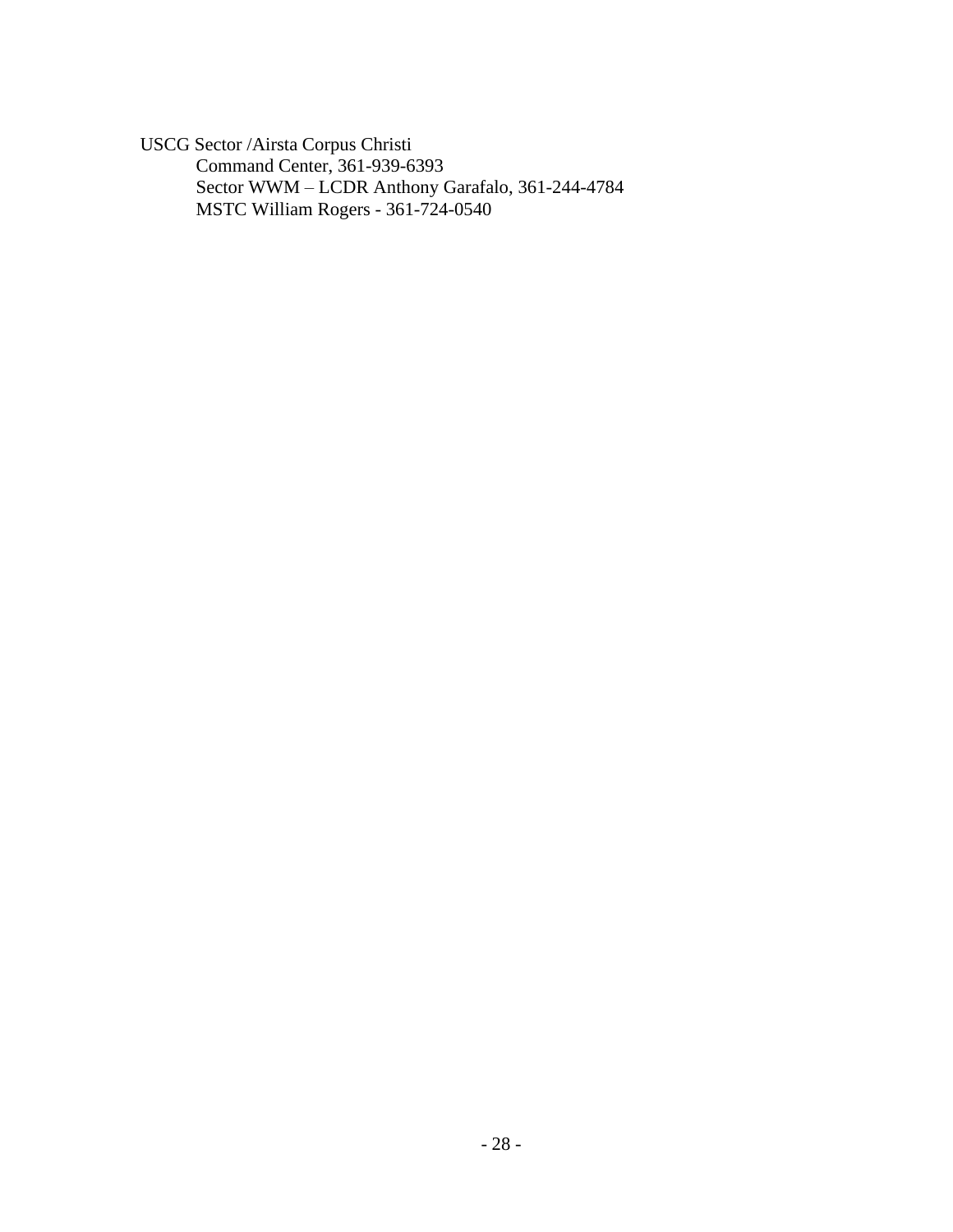USCG Sector /Airsta Corpus Christi

- Command Center, 361-939-6393
- Sector WWM – LCDR Anthony Garafalo, 361-244-4784
- MSTC William Rogers - 361-724-0540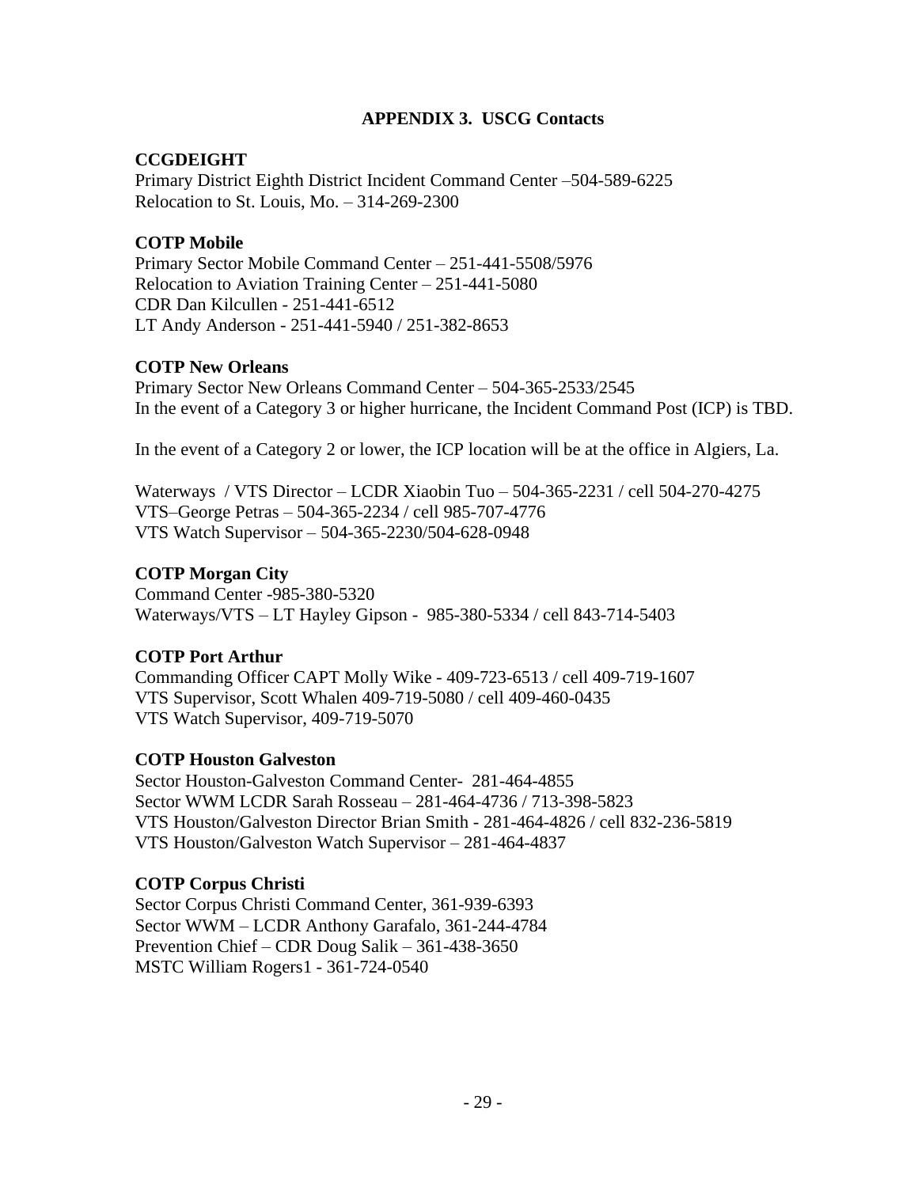## APPENDIX 3. USCG Contacts

**CCGDEIGHT**
Primary District Eighth District Incident Command Center –504-589-6225
Relocation to St. Louis, Mo. – 314-269-2300

**COTP Mobile**
Primary Sector Mobile Command Center – 251-441-5508/5976
Relocation to Aviation Training Center – 251-441-5080
CDR Dan Kilcullen - 251-441-6512
LT Andy Anderson - 251-441-5940 / 251-382-8653

**COTP New Orleans**
Primary Sector New Orleans Command Center – 504-365-2533/2545
In the event of a Category 3 or higher hurricane, the Incident Command Post (ICP) is TBD.

In the event of a Category 2 or lower, the ICP location will be at the office in Algiers, La.

Waterways / VTS Director – LCDR Xiaobin Tuo – 504-365-2231 / cell 504-270-4275
VTS–George Petras – 504-365-2234 / cell 985-707-4776
VTS Watch Supervisor – 504-365-2230/504-628-0948

**COTP Morgan City**
Command Center -985-380-5320
Waterways/VTS – LT Hayley Gipson - 985-380-5334 / cell 843-714-5403

**COTP Port Arthur**
Commanding Officer CAPT Molly Wike - 409-723-6513 / cell 409-719-1607
VTS Supervisor, Scott Whalen 409-719-5080 / cell 409-460-0435
VTS Watch Supervisor, 409-719-5070

**COTP Houston Galveston**
Sector Houston-Galveston Command Center- 281-464-4855
Sector WWM LCDR Sarah Rosseau – 281-464-4736 / 713-398-5823
VTS Houston/Galveston Director Brian Smith - 281-464-4826 / cell 832-236-5819
VTS Houston/Galveston Watch Supervisor – 281-464-4837

**COTP Corpus Christi**
Sector Corpus Christi Command Center, 361-939-6393
Sector WWM – LCDR Anthony Garafalo, 361-244-4784
Prevention Chief – CDR Doug Salik – 361-438-3650
MSTC William Rogers1 - 361-724-0540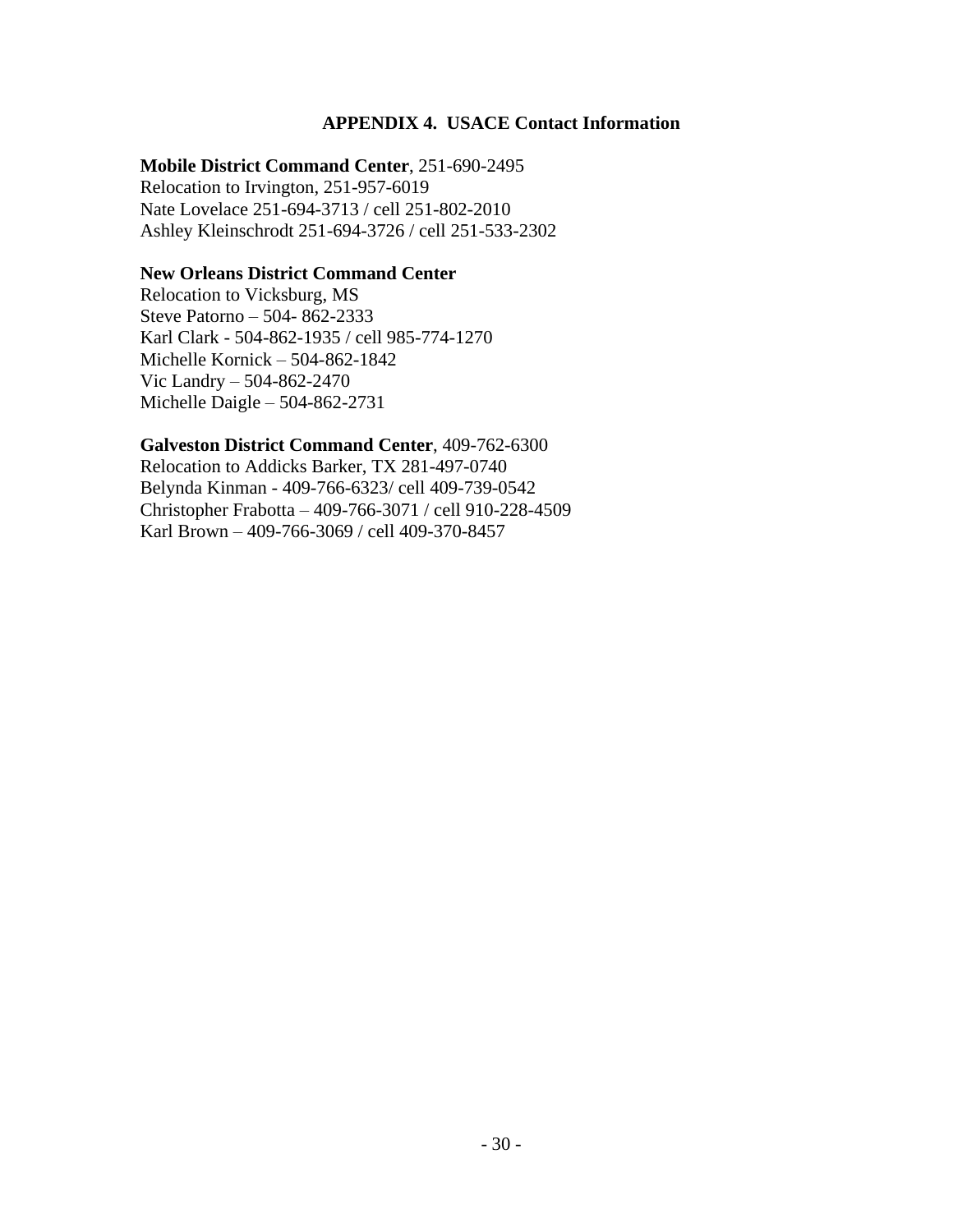## APPENDIX 4. USACE Contact Information

**Mobile District Command Center**, 251-690-2495
Relocation to Irvington, 251-957-6019
Nate Lovelace 251-694-3713 / cell 251-802-2010
Ashley Kleinschrodt 251-694-3726 / cell 251-533-2302

**New Orleans District Command Center**
Relocation to Vicksburg, MS
Steve Patorno – 504- 862-2333
Karl Clark - 504-862-1935 / cell 985-774-1270
Michelle Kornick – 504-862-1842
Vic Landry – 504-862-2470
Michelle Daigle – 504-862-2731

**Galveston District Command Center**, 409-762-6300
Relocation to Addicks Barker, TX 281-497-0740
Belynda Kinman - 409-766-6323/ cell 409-739-0542
Christopher Frabotta – 409-766-3071 / cell 910-228-4509
Karl Brown – 409-766-3069 / cell 409-370-8457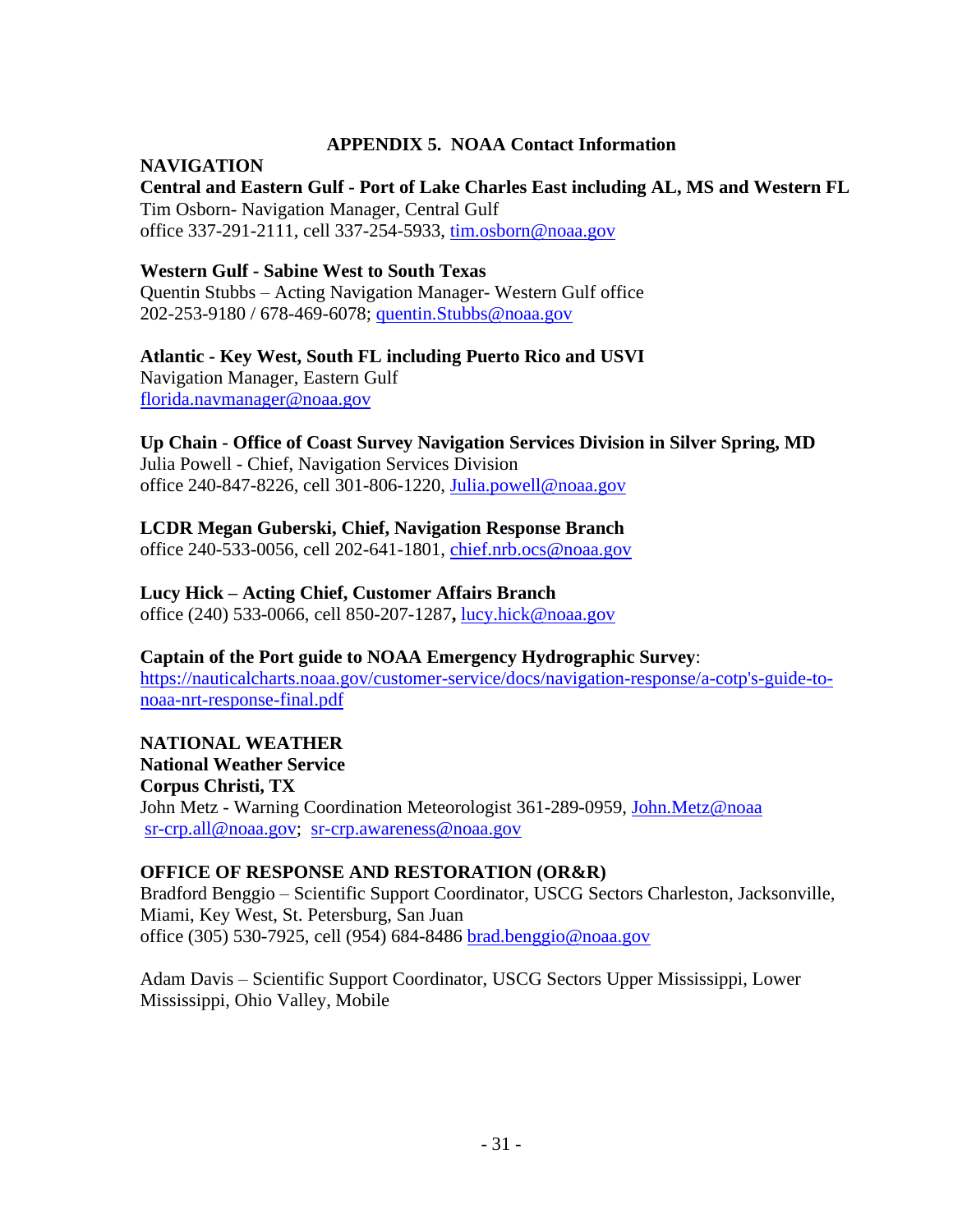## APPENDIX 5. NOAA Contact Information

**NAVIGATION**

**Central and Eastern Gulf - Port of Lake Charles East including AL, MS and Western FL**
Tim Osborn- Navigation Manager, Central Gulf
office 337-291-2111, cell 337-254-5933, tim.osborn@noaa.gov

**Western Gulf - Sabine West to South Texas**
Quentin Stubbs – Acting Navigation Manager- Western Gulf office
202-253-9180 / 678-469-6078; quentin.Stubbs@noaa.gov

**Atlantic - Key West, South FL including Puerto Rico and USVI**
Navigation Manager, Eastern Gulf
florida.navmanager@noaa.gov

**Up Chain - Office of Coast Survey Navigation Services Division in Silver Spring, MD**
Julia Powell - Chief, Navigation Services Division
office 240-847-8226, cell 301-806-1220, Julia.powell@noaa.gov

**LCDR Megan Guberski, Chief, Navigation Response Branch**
office 240-533-0056, cell 202-641-1801, chief.nrb.ocs@noaa.gov

**Lucy Hick – Acting Chief, Customer Affairs Branch**
office (240) 533-0066, cell 850-207-1287**,** lucy.hick@noaa.gov

**Captain of the Port guide to NOAA Emergency Hydrographic Survey**:
https://nauticalcharts.noaa.gov/customer-service/docs/navigation-response/a-cotp's-guide-to-noaa-nrt-response-final.pdf

**NATIONAL WEATHER**
**National Weather Service**
**Corpus Christi, TX**
John Metz - Warning Coordination Meteorologist 361-289-0959, John.Metz@noaa
sr-crp.all@noaa.gov; sr-crp.awareness@noaa.gov

**OFFICE OF RESPONSE AND RESTORATION (OR&R)**
Bradford Benggio – Scientific Support Coordinator, USCG Sectors Charleston, Jacksonville, Miami, Key West, St. Petersburg, San Juan
office (305) 530-7925, cell (954) 684-8486 brad.benggio@noaa.gov

Adam Davis – Scientific Support Coordinator, USCG Sectors Upper Mississippi, Lower Mississippi, Ohio Valley, Mobile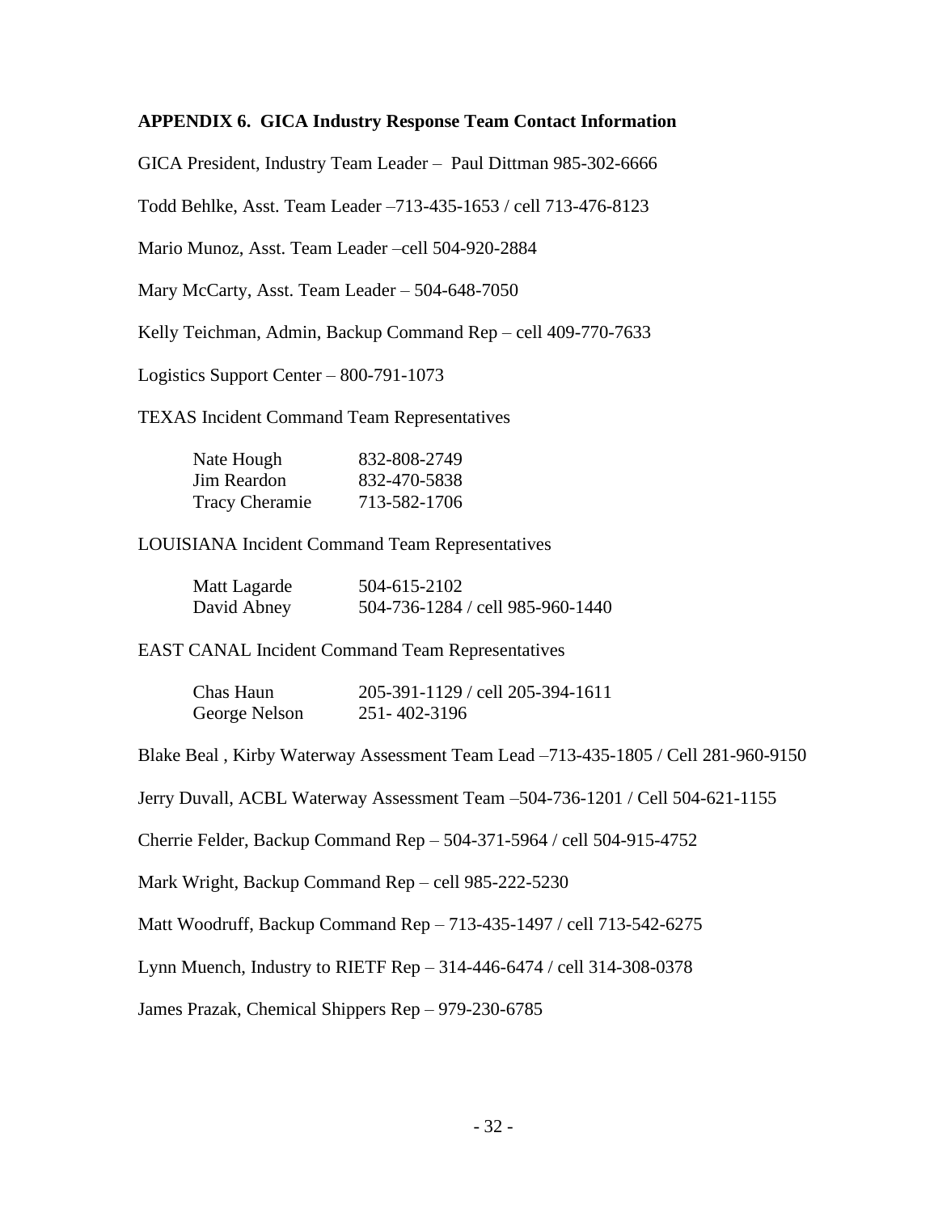## APPENDIX 6. GICA Industry Response Team Contact Information

GICA President, Industry Team Leader – Paul Dittman 985-302-6666

Todd Behlke, Asst. Team Leader –713-435-1653 / cell 713-476-8123

Mario Munoz, Asst. Team Leader –cell 504-920-2884

Mary McCarty, Asst. Team Leader – 504-648-7050

Kelly Teichman, Admin, Backup Command Rep – cell 409-770-7633

Logistics Support Center – 800-791-1073

TEXAS Incident Command Team Representatives

| | |
|---|---|
| Nate Hough | 832-808-2749 |
| Jim Reardon | 832-470-5838 |
| Tracy Cheramie | 713-582-1706 |

LOUISIANA Incident Command Team Representatives

| | |
|---|---|
| Matt Lagarde | 504-615-2102 |
| David Abney | 504-736-1284 / cell 985-960-1440 |

EAST CANAL Incident Command Team Representatives

| | |
|---|---|
| Chas Haun | 205-391-1129 / cell 205-394-1611 |
| George Nelson | 251- 402-3196 |

Blake Beal , Kirby Waterway Assessment Team Lead –713-435-1805 / Cell 281-960-9150

Jerry Duvall, ACBL Waterway Assessment Team –504-736-1201 / Cell 504-621-1155

Cherrie Felder, Backup Command Rep – 504-371-5964 / cell 504-915-4752

Mark Wright, Backup Command Rep – cell 985-222-5230

Matt Woodruff, Backup Command Rep – 713-435-1497 / cell 713-542-6275

Lynn Muench, Industry to RIETF Rep – 314-446-6474 / cell 314-308-0378

James Prazak, Chemical Shippers Rep – 979-230-6785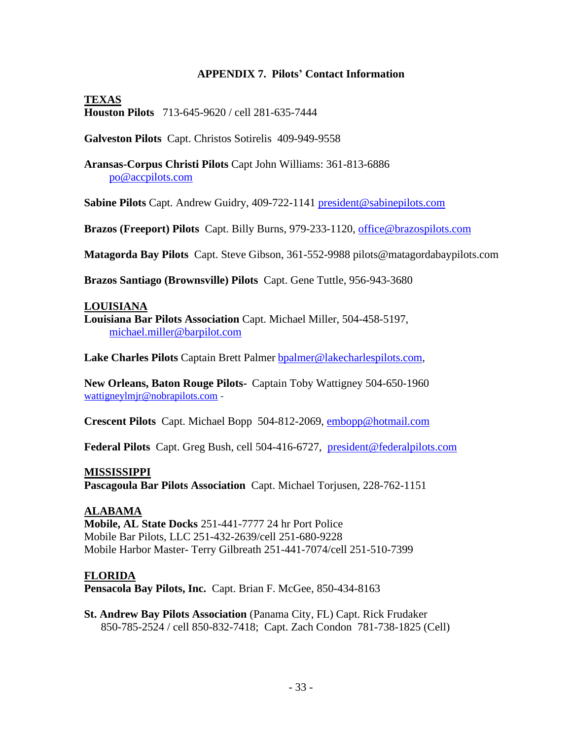## APPENDIX 7. Pilots' Contact Information

**TEXAS**

**Houston Pilots** 713-645-9620 / cell 281-635-7444

**Galveston Pilots** Capt. Christos Sotirelis 409-949-9558

**Aransas-Corpus Christi Pilots** Capt John Williams: 361-813-6886
po@accpilots.com

**Sabine Pilots** Capt. Andrew Guidry, 409-722-1141 president@sabinepilots.com

**Brazos (Freeport) Pilots** Capt. Billy Burns, 979-233-1120, office@brazospilots.com

**Matagorda Bay Pilots** Capt. Steve Gibson, 361-552-9988 pilots@matagordabaypilots.com

**Brazos Santiago (Brownsville) Pilots** Capt. Gene Tuttle, 956-943-3680

**LOUISIANA**

**Louisiana Bar Pilots Association** Capt. Michael Miller, 504-458-5197,
michael.miller@barpilot.com

**Lake Charles Pilots** Captain Brett Palmer bpalmer@lakecharlespilots.com,

**New Orleans, Baton Rouge Pilots-** Captain Toby Wattigney 504-650-1960
wattigneylmjr@nobrapilots.com -

**Crescent Pilots** Capt. Michael Bopp 504-812-2069, embopp@hotmail.com

**Federal Pilots** Capt. Greg Bush, cell 504-416-6727, president@federalpilots.com

**MISSISSIPPI**

**Pascagoula Bar Pilots Association** Capt. Michael Torjusen, 228-762-1151

**ALABAMA**

**Mobile, AL State Docks** 251-441-7777 24 hr Port Police
Mobile Bar Pilots, LLC 251-432-2639/cell 251-680-9228
Mobile Harbor Master- Terry Gilbreath 251-441-7074/cell 251-510-7399

**FLORIDA**

**Pensacola Bay Pilots, Inc.** Capt. Brian F. McGee, 850-434-8163

**St. Andrew Bay Pilots Association** (Panama City, FL) Capt. Rick Frudaker
850-785-2524 / cell 850-832-7418; Capt. Zach Condon 781-738-1825 (Cell)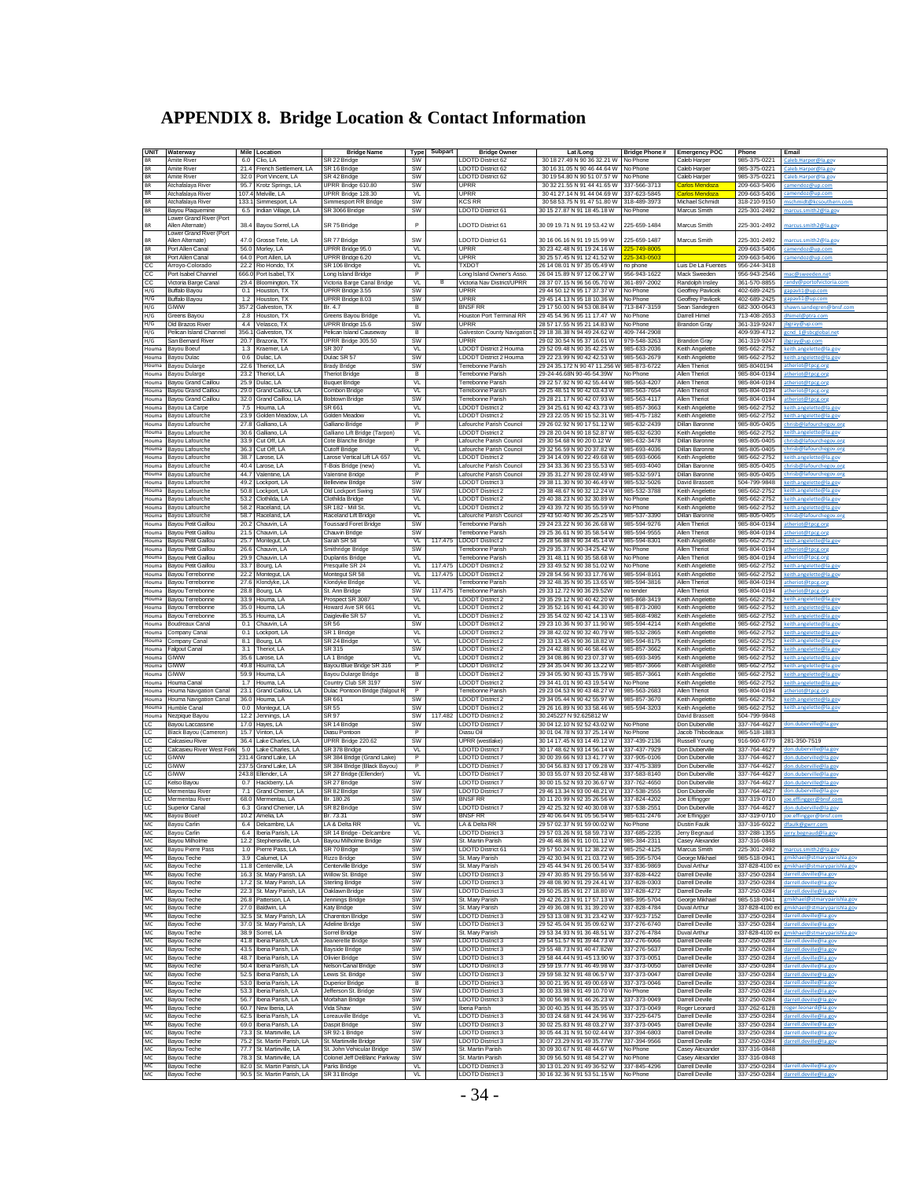# APPENDIX 8. Bridge Location & Contact Information

| UNIT | Waterway | Mile | Location | Bridge Name | Type | Subpart | Bridge Owner | Lat./Long | Bridge Phone # | Emergency POC | Phone | Email |
|---|---|---|---|---|---|---|---|---|---|---|---|---|
| BR | Amite River | 6.0 | Clio, LA | SR 22 Bridge | SW | | LDOTD District 62 | 30 18 27.49 N 90 36 32.21 W | No Phone | Caleb Harper | 985-375-0221 | Caleb.Harper@la.gov |
| BR | Amite River | 21.4 | French Settlement, LA | SR 16 Bridge | SW | | LDOTD District 62 | 30 16 31.05 N 90 46 44.64 W | No Phone | Caleb Harper | 985-375-0221 | Caleb.Harper@la.gov |
| BR | Amite River | 32.0 | Port Vincent, LA | SR 42 Bridge | SW | | LDOTD District 62 | 30 19 54.80 N 90 51 07.57 W | No Phone | Caleb Harper | 985-375-0221 | Caleb.Harper@la.gov |
| BR | Atchafalaya River | 95.7 | Krotz Springs, LA | UPRR Bridge 610.80 | SW | | UPRR | 30 32 21.55 N 91 44 41.65 W | 337-566-3713 | Carlos Mendoza | 209-663-5406 | camendoz@up.com |
| BR | Atchafalaya River | 107.4 | Melville, LA | UPRR Bridge 128.30 | VL | | UPRR | 30 41 27.14 N 91 44 04.69 W | 337-623-5845 | Carlos Mendoza | 209-663-5406 | camendoz@up.com |
| BR | Atchafalaya River | 133.1 | Simmesport, LA | Simmesport RR Bridge | SW | | KCS RR | 30 58 53.75 N 91 47 51.80 W | 318-489-3973 | Michael Schmidt | 318-210-9150 | mschmidt@kcsouthern.com |
| BR | Bayou Plaquemine | 6.5 | Indian Village, LA | SR 3066 Bridge | SW | | LDOTD District 61 | 30 15 27.87 N 91 18 45.18 W | No Phone | Marcus Smith | 225-301-2492 | marcus.smith2@la.gov |
| BR | Lower Grand River (Port Allen Alternate) | 38.4 | Bayou Sorrel, LA | SR 75 Bridge | P | | LDOTD District 61 | 30 09 19.71 N 91 19 53.42 W | 225-659-1484 | Marcus Smith | 225-301-2492 | marcus.smith2@la.gov |
| BR | Lower Grand River (Port Allen Alternate) | 47.0 | Grosse Tete, LA | SR 77 Bridge | SW | | LDOTD District 61 | 30 16 06.16 N 91 19 15.99 W | 225-659-1487 | Marcus Smith | 225-301-2492 | marcus.smith2@la.gov |
| BR | Port Allen Canal | 56.0 | Morley, LA | UPRR Bridge 95.0 | VL | | UPRR | 30 23 42.48 N 91 19 24.16 W | 225-749-8005 | | 209-663-5406 | camendoz@up.com |
| BR | Port Allen Canal | 64.0 | Port Allen, LA | UPRR Bridge 6.20 | VL | | UPRR | 30 25 57.45 N 91 12 41.52 W | 225-343-0503 | | 209-663-5406 | camendoz@up.com |
| CC | Arroyo-Colorado | 22.2 | Rio Hondo, TX | SR 106 Bridge | VL | | TXDOT | 26 14 08.01 N 97 35 05.49 W | no phone | Luis De La Fuentes | 956-244-3418 | |
| CC | Port Isabel Channel | 666.0 | Port Isabel, TX | Long Island Bridge | P | | Long Island Owner's Asso. | 26 04 15.89 N 97 12 06.27 W | 956-943-1622 | Mack Sweeden | 956-943-2546 | mac@sweeden.net |
| CC | Victoria Barge Canal | 29.4 | Bloomington, TX | Victoria Barge Canal Bridge | VL | B | Victoria Nav District/UPRR | 28 37 07.15 N 96 56 05.70 W | 361-897-2002 | Randolph Insley | 361-570-8855 | randy@portofvictoria.com |
| H/G | Buffalo Bayou | 0.1 | Houston, TX | UPRR Bridge 3.55 | SW | | UPRR | 29 44 50.12 N 95 17 37.37 W | No Phone | Geoffrey Pavlicek | 402-689-2425 | gapavli1@up.com |
| H/G | Buffalo Bayou | 1.2 | Houston, TX | UPRR Bridge 8.03 | SW | | UPRR | 29 45 14.13 N 95 18 10.36 W | No Phone | Geoffrey Pavlicek | 402-689-2425 | gapavli1@up.com |
| H/G | GIWW | 357.2 | Galveston, TX | Br. 4.7 | B | | BNSF RR | 29 17 50.00 N 94 53 08.84 W | 713-847-3159 | Sean Sandegren | 682-300-0643 | shawn.sandegren@bnsf.com |
| H/G | Greens Bayou | 2.8 | Houston, TX | Greens Bayou Bridge | VL | | Houston Port Terminal RR | 29 45 54.96 N 95 11 17.47 W | No Phone | Darrell Himel | 713-408-2653 | dhimel@ptra.com |
| H/G | Old Brazos River | 4.4 | Velasco, TX | UPRR Bridge 15.6 | SW | | UPRR | 28 57 17.55 N 95 21 14.83 W | No Phone | Brandon Gray | 361-319-9247 | jbgray@up.com |
| H/G | Pelican Island Channel | 356.1 | Galveston, TX | Pelican Island Causeway | B | | Galveston County Navigation D | 29 18 38.38 N 94 49 24.62 W | 409-744-2908 | | 409-939-4712 | gcnd_1@sbcglobal.net |
| H/G | San Bernard River | 20.7 | Brazoria, TX | UPRR Bridge 305.50 | SW | | UPRR | 29 02 30.54 N 95 37 16.61 W | 979-548-3263 | Brandon Gray | 361-319-9247 | jbgray@up.com |
| Houma | Bayou Boeuf | 1.3 | Kraemer, LA | SR 307 | VL | | LDODT District 2 Houma | 29 52 09.48 N 90 35 42.25 W | 985-633-2036 | Keith Angelette | 985-662-2752 | keith.angelette@la.gov |
| Houma | Bayou Dulac | 0.6 | Dulac, LA | Dulac SR 57 | SW | | LDODT District 2 Houma | 29 22 23.99 N 90 42 42.53 W | 985-563-2679 | Keith Angelette | 985-662-2752 | keith.angelette@la.gov |
| Houma | Bayou Dularge | 22.6 | Theriot, LA | Brady Bridge | SW | | Terrebonne Parish | 29 24 35.172 N 90 47 11.256 W | 985-873-6722 | Allen Theriot | 985-8040194 | atheriot@tpcg.org |
| Houma | Bayou Dularge | 23.2 | Theriot, LA | Theriot Bridge | B | | Terrebonne Parish | 29-24-46.68N 90-46-54.39W | No Phone | Allen Theriot | 985-804-0194 | atheriot@tpcg.org |
| Houma | Bayou Grand Caillou | 25.9 | Dulac, LA | Buquet Bridge | VL | | Terrebonne Parish | 29 22 57.92 N 90 42 55.44 W | 985-563-4207 | Allen Theriot | 985-804-0194 | atheriot@tpcg.org |
| Houma | Bayou Grand Caillou | 29.0 | Grand Caillou, LA | Combon Bridge | VL | | Terrebonne Parish | 29 25 48.51 N 90 42 03.43 W | 985-563-7654 | Allen Theriot | 985-804-0194 | atheriot@tpcg.org |
| Houma | Bayou Grand Caillou | 32.0 | Grand Caillou, LA | Bobtown Bridge | SW | | Terrebonne Parish | 29 28 21.17 N 90 42 07.93 W | 985-563-4117 | Allen Theriot | 985-804-0194 | atheriot@tpcg.org |
| Houma | Bayou La Carpe | 7.5 | Houma, LA | SR 661 | VL | | LDODT District 2 | 29 34 25.61 N 90 42 43.73 W | 985-857-3663 | Keith Angelette | 985-662-2752 | keith.angelette@la.gov |
| Houma | Bayou Lafourche | 23.9 | Golden Meadow, LA | Golden Meadow | VL | | LDODT District 2 | 29 23 22.05 N 90 15 52.31 W | 985-475-7182 | Keith Angelette | 985-662-2752 | keith.angelette@la.gov |
| Houma | Bayou Lafourche | 27.8 | Galliano, LA | Galliano Bridge | P | | Lafourche Parish Council | 29 26 02.92 N 90 17 51.12 W | 985-632-2439 | Dillan Baronne | 985-805-0405 | chrisb@lafourchegov.org |
| Houma | Bayou Lafourche | 30.6 | Galliano, LA | Galliano Lift Bridge (Tarpon) | VL | | LDODT District 2 | 29 28 20.04 N 90 18 52.87 W | 985-632-6230 | Keith Angelette | 985-662-2752 | keith.angelette@la.gov |
| Houma | Bayou Lafourche | 33.9 | Cut Off, LA | Cote Blanche Bridge | P | | Lafourche Parish Council | 29 30 54.68 N 90 20 0.12 W | 985-632-3478 | Dillan Baronne | 985-805-0405 | chrisb@lafourchegov.org |
| Houma | Bayou Lafourche | 36.3 | Cut Off, LA | Cutoff Bridge | VL | | Lafourche Parish Council | 29 32 56.59 N 90 20 37.82 W | 985-693-4036 | Dillan Baronne | 985-805-0405 | chrisb@lafourchegov.org |
| Houma | Bayou Lafourche | 38.7 | Larose, LA | Larose Vertical Lift LA 657 | VL | | LDODT District 2 | 29 34 14.09 N 90 22 49.68 W | 985-693-6066 | Keith Angelette | 985-662-2752 | keith.angelette@la.gov |
| Houma | Bayou Lafourche | 40.4 | Larose, LA | T-Bois Bridge (new) | VL | | Lafourche Parish Council | 29 34 33.36 N 90 23 55.53 W | 985-693-4040 | Dillan Baronne | 985-805-0405 | chrisb@lafourchegov.org |
| Houma | Bayou Lafourche | 44.7 | Valentine, LA | Valentine Bridge | P | | Lafourche Parish Council | 29 35 31.27 N 90 28 02.49 W | 985-532-5971 | Dillan Baronne | 985-805-0405 | chrisb@lafourchegov.org |
| Houma | Bayou Lafourche | 49.2 | Lockport, LA | Bellevew Bridge | SW | | LDODT District 3 | 29 38 11.30 N 90 30 46.49 W | 985-532-5026 | David Brassett | 504-799-9848 | keith.angelette@la.gov |
| Houma | Bayou Lafourche | 50.8 | Lockport, LA | Old Lockport Swing | SW | | LDODT District 2 | 29 38 48.67 N 90 32 12.24 W | 985-532-3788 | Keith Angelette | 985-662-2752 | keith.angelette@la.gov |
| Houma | Bayou Lafourche | 53.2 | Clothilda, LA | Clothilda Bridge | VL | | LDODT District 2 | 29 40 38.23 N 90 32 30.89 W | No Phone | Keith Angelette | 985-662-2752 | keith.angelette@la.gov |
| Houma | Bayou Lafourche | 58.2 | Raceland, LA | SR 182 - Mill St. | VL | | LDODT District 2 | 29 43 39.72 N 90 35 55.59 W | No Phone | Keith Angelette | 985-662-2752 | keith.angelette@la.gov |
| Houma | Bayou Lafourche | 58.7 | Raceland, LA | Raceland Lift Bridge | VL | | Lafourche Parish Council | 29 43 50.40 N 90 36 25.25 W | 985-537-3390 | Dillan Baronne | 985-805-0405 | chrisb@lafourchegov.org |
| Houma | Bayou Petit Caillou | 20.2 | Chauvin, LA | Toussard Foret Bridge | SW | | Terrebonne Parish | 29 24 23.22 N 90 36 26.68 W | 985-594-9276 | Allen Theriot | 985-804-0194 | atheriot@tpcg.org |
| Houma | Bayou Petit Caillou | 21.5 | Chauvin, LA | Chauvin Bridge | SW | | Terrebonne Parish | 29 25 36.61 N 90 35 58.54 W | 985-594-9555 | Allen Theriot | 985-804-0194 | atheriot@tpcg.org |
| Houma | Bayou Petit Caillou | 25.7 | Montegut, LA | Sarah SR 58 | VL | 117.475 | LDODT District 2 | 29 28 56.88 N 90 34 45.14 W | 985-594-8301 | Keith Angelette | 985-662-2752 | keith.angelette@la.gov |
| Houma | Bayou Petit Caillou | 26.6 | Chauvin, LA | Smithridge Bridge | SW | | Terrebonne Parish | 29 29 35.37 N 90 34 25.42 W | No Phone | Allen Theriot | 985-804-0194 | atheriot@tpcg.org |
| Houma | Bayou Petit Caillou | 29.9 | Chauvin, LA | Duplantis Bridge | VL | | Terrebonne Parish | 29 31 48.11 N 90 35 58.68 W | No Phone | Allen Theriot | 985-804-0194 | atheriot@tpcg.org |
| Houma | Bayou Petit Caillou | 33.7 | Bourg, LA | Presquille SR 24 | VL | 117.475 | LDODT District 2 | 29 33 49.52 N 90 38 51.02 W | No Phone | Keith Angelette | 985-662-2752 | keith.angelette@la.gov |
| Houma | Bayou Terrebonne | 22.2 | Montegut, LA | Montegut SR 58 | VL | 117.475 | LDODT District 2 | 29 28 54.56 N 90 33 17.76 W | 985-594-8161 | Keith Angelette | 985-662-2752 | keith.angelette@la.gov |
| Houma | Bayou Terrebonne | 27.6 | Klondyke, LA | Klondyke Bridge | VL | | Terrebonne Parish | 29 32 46.35 N 90 35 13.66 W | 985-594-3816 | Allen Theriot | 985-804-0194 | atheriot@tpcg.org |
| Houma | Bayou Terrebonne | 28.8 | Bourg, LA | St. Ann Bridge | SW | 117.475 | Terrebonne Parish | 29 33 12.72 N 90 36 29.52W | no tender | Allen Theriot | 985-804-0194 | atheriot@tpcg.org |
| Houma | Bayou Terrebonne | 33.9 | Houma, LA | Prospect SR 3087 | VL | | LDODT District 2 | 29 35 29.12 N 90 40 42.20 W | 985-868-3419 | Keith Angelette | 985-662-2752 | keith.angelette@la.gov |
| Houma | Bayou Terrebonne | 35.0 | Houma, LA | Howard Ave SR 661 | VL | | LDODT District 2 | 29 35 52.16 N 90 41 44.30 W | 985-873-2080 | Keith Angelette | 985-662-2752 | keith.angelette@la.gov |
| Houma | Bayou Terrebonne | 35.5 | Houma, LA | Daigleville SR 57 | VL | | LDODT District 2 | 29 35 54.02 N 90 42 14.13 W | 985-868-4982 | Keith Angelette | 985-662-2752 | keith.angelette@la.gov |
| Houma | Boudreaux Canal | 0.1 | Chauvin, LA | SR 56 | SW | | LDODT District 2 | 29 23 10.36 N 90 37 11.90 W | 985-594-4214 | Keith Angelette | 985-662-2752 | keith.angelette@la.gov |
| Houma | Company Canal | 0.1 | Lockport, LA | SR 1 Bridge | VL | | LDODT District 2 | 29 38 42.02 N 90 32 40.79 W | 985-532-2865 | Keith Angelette | 985-662-2752 | keith.angelette@la.gov |
| Houma | Company Canal | 8.1 | Bourg, LA | SR 24 Bridge | VL | | LDODT District 2 | 29 33 13.45 N 90 36 18.82 W | 985-594-8175 | Keith Angelette | 985-662-2752 | keith.angelette@la.gov |
| Houma | Falgout Canal | 3.1 | Theriot, LA | SR 315 | SW | | LDODT District 2 | 29 24 42.88 N 90 46 58.46 W | 985-857-3662 | Keith Angelette | 985-662-2752 | keith.angelette@la.gov |
| Houma | GIWW | 35.6 | Larose, LA | LA 1 Bridge | VL | | LDODT District 2 | 29 34 08.86 N 90 23 07.37 W | 985-693-3495 | Keith Angelette | 985-662-2752 | keith.angelette@la.gov |
| Houma | GIWW | 49.8 | Houma, LA | Bayou Blue Bridge SR 316 | P | | LDODT District 2 | 29 34 35.04 N 90 36 13.22 W | 985-857-3666 | Keith Angelette | 985-662-2752 | keith.angelette@la.gov |
| Houma | GIWW | 59.9 | Houma, LA | Bayou Dularge Bridge | B | | LDODT District 2 | 29 34 05.90 N 90 43 15.79 W | 985-857-3661 | Keith Angelette | 985-662-2752 | keith.angelette@la.gov |
| Houma | Houma Canal | 1.7 | Houma, LA | Country Club SR 3197 | SW | | LDODT District 2 | 29 34 41.01 N 90 43 19.54 W | No Phone | Keith Angelette | 985-662-2752 | keith.angelette@la.gov |
| Houma | Houma Navigation Canal | 23.1 | Grand Caillou, LA | Dulac Pontoon Bridge (falgout R | P | | Terrebonne Parish | 29 23 04.53 N 90 43 48.27 W | 985-563-2683 | Allen Theriot | 985-804-0194 | atheriot@tpcg.org |
| Houma | Houma Navigation Canal | 36.0 | Houma, LA | SR 661 | SW | | LDODT District 2 | 29 34 05.44 N 90 42 55.97 W | 985-857-3670 | Keith Angelette | 985-662-2752 | keith.angelette@la.gov |
| Houma | Humble Canal | 0.0 | Montegut, LA | SR 55 | SW | | LDODT District 2 | 29 26 16.89 N 90 33 58.46 W | 985-594-3203 | Keith Angelette | 985-662-2752 | keith.angelette@la.gov |
| Houma | Nezpique Bayou | 12.2 | Jennings, LA | SR 97 | SW | 117.482 | LDODT District 2 | 30.245227 N 92.625812 W | | David Brassett | 504-799-9848 | |
| LC | Bayou Laccassine | 17.0 | Hayes, LA | SR 14 Bridge | SW | | LDODT District 7 | 30 04 12.10 N 92 52 43.02 W | No Phone | Don Duberville | 337-764-4627 | don.duberville@la.gov |
| LC | Black Bayou (Cameron) | 15.7 | Vinton, LA | Diasu Pontoon | P | | Diasu Oil | 30 01 04.78 N 93 37 25.14 W | No Phone | Jacob Thibodeaux | 985-518-1883 | |
| LC | Calcasieu River | 36.4 | Lake Charles, LA | UPRR Bridge 220.62 | SW | | UPRR (westlake) | 30 14 17.45 N 93 14 49.12 W | 337-439-2136 | Russell Young | 916-960-6779 | 281-350-7519 |
| LC | Calcasieu River West Fork | 5.0 | Lake Charles, LA | SR 378 Bridge | VL | | LDODT District 7 | 30 17 48.62 N 93 14 56.14 W | 337-437-7929 | Don Duberville | 337-764-4627 | don.duberville@la.gov |
| LC | GIWW | 231.4 | Grand Lake, LA | SR 384 Bridge (Grand Lake) | P | | LDODT District 7 | 30 00 09.66 N 93 14 41.77 W | 337-905-0106 | Don Duberville | 337-764-4627 | don.duberville@la.gov |
| LC | GIWW | 237.5 | Grand Lake, LA | SR 384 Bridge (Black Bayou) | P | | LDODT District 7 | 30 04 56.83 N 93 17 09.28 W | 337-475-3389 | Don Duberville | 337-764-4627 | don.duberville@la.gov |
| LC | GIWW | 243.8 | Ellender, LA | SR 27 Bridge (Ellender) | VL | | LDODT District 7 | 30 03 55.07 N 93 20 52.48 W | 337-583-8140 | Don Duberville | 337-764-4627 | don.duberville@la.gov |
| LC | Kelso Bayou | 0.7 | Hackberry, LA | SR 27 Bridge | SW | | LDODT District 7 | 30 00 15.52 N 93 20 36.67 W | 337-762-4650 | Don Duberville | 337-764-4627 | don.duberville@la.gov |
| LC | Mermentau River | 7.1 | Grand Chenier, LA | SR 82 Bridge | SW | | LDODT District 7 | 29 46 13.34 N 93 00 48.21 W | 337-538-2555 | Don Duberville | 337-764-4627 | don.duberville@la.gov |
| LC | Mermentau River | 68.0 | Mermentau, LA | Br. 180.26 | SW | | BNSF RR | 30 11 20.99 N 92 35 26.56 W | 337-824-4202 | Joe Effinger | 337-319-0710 | joe.effinger@bnsf.com |
| LC | Superior Canal | 6.3 | Grand Chenier, LA | SR 82 Bridge | SW | | LDODT District 7 | 29 42 25.32 N 92 40 30.08 W | 337-538-2551 | Don Duberville | 337-764-4627 | don.duberville@la.gov |
| MC | Bayou Bouef | 10.2 | Amelia, LA | Br. 73.31 | SW | | BNSF RR | 29 40 06.64 N 91 05 56.54 W | 985-631-2476 | Joe Effinger | 337-319-0710 | joe.effinger@bnsf.com |
| MC | Bayou Carlin | 6.4 | Delcambre, LA | LA & Delta RR | VL | | LA & Delta RR | 29 57 02.37 N 91 59 00.02 W | No Phone | Dustin Faulk | 337-316-6022 | dfaulk@gwrr.com |
| MC | Bayou Carlin | 6.4 | Iberia Parish, LA | SR 14 Bridge - Delcambre | VL | | LDODT District 3 | 29 57 03.26 N 91 58 59.73 W | 337-685-2235 | Jerry Begnaud | 337-288-1355 | jerry.begnaud@la.gov |
| MC | Bayou Milhoime | 12.2 | Stephensville, LA | Bayou Milhoime Bridge | SW | | St. Martin Parish | 29 46 48.86 N 91 10 01.12 W | 985-384-2311 | Casey Alexander | 337-316-0848 | |
| MC | Bayou Pierre Pass | 1.0 | Pierre Pass, LA | SR 70 Bridge | SW | | LDODT District 61 | 29 57 50.24 N 91 12 38.22 W | 985-252-4125 | Marcus Smith | 225-301-2492 | marcus.smith2@la.gov |
| MC | Bayou Teche | 3.9 | Calumet, LA | Rizzo Bridge | SW | | St. Mary Parish | 29 42 30.94 N 91 21 03.72 W | 985-395-5704 | George Mikhael | 985-518-0941 | gmikhael@stmaryparishla.gov |
| MC | Bayou Teche | 11.8 | Centerville, LA | Centerville Bridge | SW | | St. Mary Parish | 29 45 44.94 N 91 26 00.54 W | 337-836-9869 | Duval Arthur | 337-828-4100 ex | gmikhael@stmaryparishla.gov |
| MC | Bayou Teche | 16.3 | St. Mary Parish, LA | Willow St. Bridge | SW | | LDODT District 3 | 29 47 30.85 N 91 29 55.56 W | 337-828-4422 | Darrell Deville | 337-250-0284 | darrell.deville@la.gov |
| MC | Bayou Teche | 17.2 | St. Mary Parish, LA | Sterling Bridge | SW | | LDODT District 3 | 29 48 08.90 N 91 29 24.41 W | 337-828-0303 | Darrell Deville | 337-250-0284 | darrell.deville@la.gov |
| MC | Bayou Teche | 22.3 | St. Mary Parish, LA | Oaklawn Bridge | SW | | LDODT District 3 | 29 50 25.85 N 91 27 18.80 W | 337-828-4272 | Darrell Deville | 337-250-0284 | darrell.deville@la.gov |
| MC | Bayou Teche | 26.8 | Patterson, LA | Jennings Bridge | SW | | St. Mary Parish | 29 42 26.23 N 91 17 57.13 W | 985-395-5704 | George Mikhael | 985-518-0941 | gmikhael@stmaryparishla.gov |
| MC | Bayou Teche | 27.0 | Baldwin, LA | Katy Bridge | SW | | St. Mary Parish | 29 49 36.08 N 91 31 39.20 W | 337-828-4784 | Duval Arthur | 337-828-4100 ex | gmikhael@stmaryparishla.gov |
| MC | Bayou Teche | 32.5 | St. Mary Parish, LA | Charenton Bridge | SW | | LDODT District 3 | 29 53 13.08 N 91 31 23.42 W | 337-923-7152 | Darrell Deville | 337-250-0284 | darrell.deville@la.gov |
| MC | Bayou Teche | 37.0 | St. Mary Parish, LA | Adeline Bridge | SW | | LDODT District 3 | 29 52 45.04 N 91 35 09.62 W | 337-276-6740 | Darrell Deville | 337-250-0284 | darrell.deville@la.gov |
| MC | Bayou Teche | 38.9 | Sorrel, LA | Sorrel Bridge | SW | | St. Mary Parish | 29 53 34.93 N 91 36 48.51 W | 337-276-4784 | Duval Arthur | 337-828-4100 ex | gmikhael@stmaryparishla.gov |
| MC | Bayou Teche | 41.8 | Iberia Parish, LA | Jeanerette Bridge | SW | | LDODT District 3 | 29 54 51.57 N 91 39 44.73 W | 337-276-6066 | Darrell Deville | 337-250-0284 | darrell.deville@la.gov |
| MC | Bayou Teche | 43.5 | Iberia Parish, LA | Bayside Bridge | SW | | LDODT District 3 | 29 55 48.73 N 91 40 47.82W | 337-276-5637 | Darrell Deville | 337-250-0284 | darrell.deville@la.gov |
| MC | Bayou Teche | 48.7 | Iberia Parish, LA | Olivier Bridge | SW | | LDODT District 3 | 29 58 44.44 N 91-45 13.90 W | 337-373-0051 | Darrell Deville | 337-250-0284 | darrell.deville@la.gov |
| MC | Bayou Teche | 50.4 | Iberia Parish, LA | Nelson Canal Bridge | SW | | LDODT District 3 | 29 59 19.77 N 91 46 49.98 W | 337-373-0050 | Darrell Deville | 337-250-0284 | darrell.deville@la.gov |
| MC | Bayou Teche | 52.5 | Iberia Parish, LA | Lewis St. Bridge | SW | | LDODT District 3 | 29 59 58.32 N 91 48 06.57 W | 337-373-0047 | Darrell Deville | 337-250-0284 | darrell.deville@la.gov |
| MC | Bayou Teche | 53.0 | Iberia Parish, LA | Duperior Bridge | B | | LDODT District 3 | 30 00 21.95 N 91 49 00.69 W | 337-373-0046 | Darrell Deville | 337-250-0284 | darrell.deville@la.gov |
| MC | Bayou Teche | 53.3 | Iberia Parish, LA | Jefferson St. Bridge | SW | | LDODT District 3 | 30 00 33.98 N 91 49 10.70 W | No Phone | Darrell Deville | 337-250-0284 | darrell.deville@la.gov |
| MC | Bayou Teche | 56.7 | Iberia Parish, LA | Morbihan Bridge | SW | | LDODT District 3 | 30 00 56.98 N 91 46 26.23 W | 337-373-0049 | Darrell Deville | 337-250-0284 | darrell.deville@la.gov |
| MC | Bayou Teche | 60.7 | New Iberia, LA | Vida Shaw | SW | | Iberia Parish | 30 00 40.35 N 91 44 35.95 W | 337-373-0049 | Roger Leonard | 337-262-6128 | roger.leonard@la.gov |
| MC | Bayou Teche | 62.5 | Iberia Parish, LA | Loreauville Bridge | VL | | LDODT District 3 | 30 03 24.68 N 91 44 24.96 W | 337-229-6475 | Darrell Deville | 337-250-0284 | darrell.deville@la.gov |
| MC | Bayou Teche | 69.0 | Iberia Parish, LA | Daspit Bridge | SW | | LDODT District 3 | 30 02 25.83 N 91 48 03.27 W | 337-373-0045 | Darrell Deville | 337-250-0284 | darrell.deville@la.gov |
| MC | Bayou Teche | 73.3 | St. Martinville, LA | SR 92-1 Bridge | SW | | LDODT District 3 | 30 05 44.31 N 91 50 02.44 W | 337-394-6803 | Darrell Deville | 337-250-0284 | darrell.deville@la.gov |
| MC | Bayou Teche | 75.2 | St. Martin Parish, LA | St. Martinville Bridge | SW | | LDODT District 3 | 30 07 23.29 N 91 49 35.77W | 337-394-9566 | Darrell Deville | 337-250-0284 | darrell.deville@la.gov |
| MC | Bayou Teche | 77.7 | St. Martinville, LA | St. John Vehicular Bridge | SW | | St. Martin Parish | 30 09 30.67 N 91 48 44.67 W | No Phone | Casey Alexander | 337-316-0848 | |
| MC | Bayou Teche | 78.3 | St. Martinville, LA | Colonel Jeff DeBlanc Parkway | SW | | St. Martin Parish | 30 09 56.50 N 91 48 54.47 W | No Phone | Casey Alexander | 337-316-0848 | |
| MC | Bayou Teche | 82.0 | St. Martin Parish, LA | Parks Bridge | VL | | LDODT District 3 | 30 13 01.20 N 91 49 36.52 W | 337-845-4296 | Darrell Deville | 337-250-0284 | darrell.deville@la.gov |
| MC | Bayou Teche | 90.5 | St. Martin Parish, LA | SR 31 Bridge | VL | | LDODT District 3 | 30 16 32.36 N 91 53 51.15 W | No Phone | Darrell Deville | 337-250-0284 | darrell.deville@la.gov |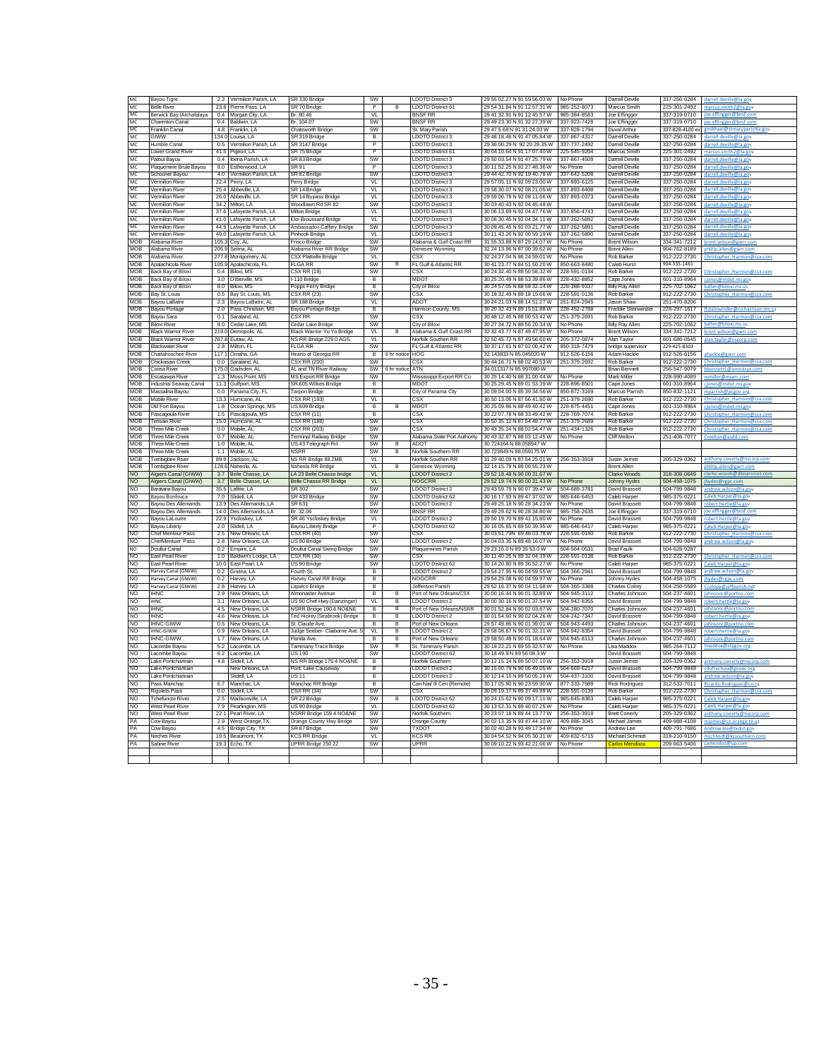| | | | | | | | | | | | | | |
|---|---|---|---|---|---|---|---|---|---|---|---|---|---|
| MC | Bayou Tigre | 2.3 | Vermilion Parish, LA | SR 330 Bridge | SW | | LDOTD District 3 | 29 55 02.27 N 91 59 56.03 W | No Phone | Darrell Deville | 337-250-0284 | darrell.deville@la.gov |
| MC | Belle River | 23.8 | Pierre Pass, LA | SR 70 Bridge | P | B | LDOTD District 61 | 29 54 31.84 N 91 12 57.31 W | 985-252-8073 | Marcus Smith | 225-301-2492 | marcus.smith2@la.gov |
| MC | Berwick Bay (Atchafalaya | 0.4 | Morgan City, LA | Br. 80.46 | VL | | BNSF RR | 29 41 32.91 N 91 12 45.57 W | 985-384-8583 | Joe Effingger | 337-319-0710 | joe.effingger@bnsf.com |
| MC | Charenton Canal | 0.4 | Baldwin, LA | Br. 104.07 | SW | | BNSF RR | 29 49 23.30 N 91 32 27.39 W | 337-923-7428 | Joe Effingger | 337-319-0710 | joe.effingger@bnsf.com |
| MC | Franklin Canal | 4.8 | Franklin, LA | Chatsworth Bridge | SW | | St. Mary Parish | 29 47 5.68 N 91 31 24.03 W | 337-828-1794 | Duval Arthur | 337-828-4100 ex | gmikhael@stmaryparishla.gov |
| MC | GIWW | 134.0 | Louisa, LA | SR 319 Bridge | B | | LDOTD District 3 | 29 46 18.46 N 91 47 05.84 W | 337-867-4317 | Darrell Deville | 337-250-0284 | darrell.deville@la.gov |
| MC | Humble Canal | 0.5 | Vermilion Parish, LA | SR 3147 Bridge | P | | LDOTD District 3 | 29 36 00.29 N 92 20 29.35 W | 337-737-2492 | Darrell Deville | 337-250-0284 | darrell.deville@la.gov |
| MC | Lower Grand River | 41.5 | Pigeon, LA | SR 75 Bridge | P | | LDOTD District 61 | 30 04 10.64 N 91 17 07.40 W | 225-545-9204 | Marcus Smith | 225-301-2492 | marcus.smith2@la.gov |
| MC | Patout Bayou | 0.4 | Iberia Parish, LA | SR 83 Bridge | SW | | LDOTD District 3 | 29 50 03.54 N 91 47 25.79 W | 337-867-4509 | Darrell Deville | 337-250-0284 | darrell.deville@la.gov |
| MC | Plaquemine Brule Bayou | 8.0 | Estherwood, LA | SR 91 | P | | LDOTD District 3 | 30 11 52.25 N 92 27 48.36 W | No Phone | Darrell Deville | 337-250-0284 | darrell.deville@la.gov |
| MC | Schooner Bayou | 4.0 | Vermilion Parish, LA | SR 82 Bridge | SW | | LDOTD District 3 | 29 44 42.70 N 92 19 40.78 W | 337-642-5208 | Darrell Deville | 337-250-0284 | darrell.deville@la.gov |
| MC | Vermilion River | 22.4 | Perry, LA | Perry Bridge | VL | | LDOTD District 3 | 29 57 05.11 N 92 09 23.00 W | 337-893-6125 | Darrell Deville | 337-250-0284 | darrell.deville@la.gov |
| MC | Vermilion River | 25.4 | Abbeville, LA | SR 14 Bridge | VL | | LDOTD District 3 | 29 58 30.07 N 92 08 21.05 W | 337-893-8408 | Darrell Deville | 337-250-0284 | darrell.deville@la.gov |
| MC | Vermilion River | 26.0 | Abbeville, LA | SR 14 Bypass Bridge | VL | | LDOTD District 3 | 29 59 00.78 N 92 08 11.66 W | 337-893-0373 | Darrell Deville | 337-250-0284 | darrell.deville@la.gov |
| MC | Vermilion River | 34.2 | Milton, LA | Woodlawn Rd SR 82 | SW | | LDOTD District 3 | 30 03 40.43 N 92 04 45.48 W | | Darrell Deville | 337-250-0284 | darrell.deville@la.gov |
| MC | Vermilion River | 37.6 | Lafayette Parish, LA | Milton Bridge | VL | | LDOTD District 3 | 30 06 13.69 N 92 04 47.76 W | 337-856-4743 | Darrell Deville | 337-250-0284 | darrell.deville@la.gov |
| MC | Vermilion River | 41.0 | Lafayette Parish, LA | Eloi Broussard Bridge | VL | | LDOTD District 3 | 30 08 30.45 N 92 04 34.11 W | 337-262-5892 | Darrell Deville | 337-250-0284 | darrell.deville@la.gov |
| MC | Vermilion River | 44.9 | Lafayette Parish, LA | Ambassador-Caffery Bridge | SW | | LDOTD District 3 | 30 09 45.45 N 92 03 21.77 W | 337-262-5891 | Darrell Deville | 337-250-0284 | darrell.deville@la.gov |
| MC | Vermilion River | 49.0 | Lafayette Parish, LA | Pinhook Bridge | VL | | LDOTD District 3 | 30 11 43.26 N 92 00 59.19 W | 337-262-5890 | Darrell Deville | 337-250-0284 | darrell.deville@la.gov |
| MOB | Alabama River | 105.3 | Coy, AL | Frisco Bridge | SW | | Alabama & Gulf Coast RR | 31 55 33.88 N 87 29 14.07 W | No Phone | Brent Wilson | 334-341-7212 | brent.wilson@gwrr.com |
| MOB | Alabama River | 205.9 | Selma, AL | Alabama River RR Bridge | SW | | Genesee Wyoming | 32 24 13.96 N 87 00 39.62 W | No Phone | Brent Allen | 904-762-8189 | phillip.allen@gwrr.com |
| MOB | Alabama River | 277.8 | Montgomery, AL | CSX Plattville Bridge | VL | | CSX | 32 24 27.04 N 86 24 59.01 W | No Phone | Rob Barker | 912-222-2730 | Christopher_Harmon@csx.com |
| MOB | Apalachicola River | 105.9 | Apalachicola, FL | FLGA RR | SW | B | FL Gulf & Atlantic RR | 30 41 23.77 N 84 51 50.20 W | 850-663-8480 | Caleb Hurst | 904-335-1461 | |
| MOB | Back Bay of Biloxi | 0.4 | Biloxi, MS | CSX RR (19) | SW | | CSX | 30 24 32.40 N 88 50 58.32 W | 228-591-0134 | Rob Barker | 912-222-2730 | Christopher_Harmon@csx.com |
| MOB | Back Bay of Biloxi | 3.0 | D'Iberville, MS | I-110 Bridge | B | | MDOT | 30 25 20.49 N 88 53 39.86 W | 228-432-8852 | Cape Jones | 601-310-8964 | cjones@mdot.ms.gov |
| MOB | Back Bay of Biloxi | 8.0 | Biloxi, MS | Popps Ferry Bridge | B | | City of Biloxi | 30 24 57.05 N 88 58 32.14 W | 228-388-9337 | Billy Ray Allen | 225-702-1062 | ballen@biloxi.ms.us |
| MOB | Bay St. Louis | 0.5 | Bay St. Louis, MS | CSX RR (23) | SW | | CSX | 30 18 32.49 N 89 18 15.66 W | 228-591-0136 | Rob Barker | 912-222-2730 | Christopher_Harmon@csx.com |
| MOB | Bayou LaBatre | 2.3 | Bayou LaBatre, AL | SR 188 Bridge | VL | | ADOT | 30 24 21.03 N 88 14 51.27 W | 251-824-2945 | Jason Shaw | 251-470-8206 | |
| MOB | Bayou Portage | 2.0 | Pass Christian, MS | Bayou Portage Bridge | B | | Harrison County, MS | 30 20 32.43 N 89 15 51.88 W | 228-452-2788 | Freddie Steinwinder | 228-297-1617 | fsteinwinder@co.harrison.ms.us |
| MOB | Bayou Sara | 0.1 | Saraland, AL | CSX RR | SW | | CSX | 30 48 12.45 N 88 00 53.42 W | 251-379-2691 | Rob Barker | 912-222-2730 | Christopher_Harmon@csx.com |
| MOB | Biloxi River | 8.0 | Cedar Lake, MS | Cedar Lake Bridge | SW | | City of Biloxi | 30 27 34.72 N 88 56 26.34 W | No Phone | Billy Ray Allen | 225-702-1062 | ballen@biloxi.ms.us |
| MOB | Black Warrior River | 219.0 | Demopolis, AL | Black Warrior Yo Yo Bridge | VL | B | Alabama & Gulf Coast RR | 32 32 43.77 N 87 49 47.95 W | No Phone | Brent Wilson | 334-341-7212 | brent.wilson@gwrr.com |
| MOB | Black Warrior River | 267.8 | Eutaw, AL | NS RR Bridge 229.0 AGS | VL | | Norfolk Southern RR | 32 50 45.72 N 87 49 56.60 W | 205-372-0874 | Alan Taylor | 601-686-0545 | alan.taylor@nscorp.com |
| MOB | Blackwater River | 2.8 | Milton, FL | FLGA RR | SW | | FL Gulf & Atlantic RR | 30 37 17.61 N 87 02 00.42 W | 850-318-7479 | bridge supervisor | 229-425-8303 | |
| MOB | Chattahoochee River | 117.1 | Omaha, GA | Hearto of Georgia RR | B | 6 hr notice | HOG | 32 143833 N 85.045020 W | 912-526-6156 | Adam Hackle | 912-526-6156 | ahackle@gwrr.com |
| MOB | Chickasaw Creek | 0.0 | Saraland, AL | CSX RR (200) | SW | | CSX | 30 44 16.71 N 88 02 40.53 W | 251-379-2692 | Rob Barker | 912-222-2730 | Christopher_Harmon@csx.com |
| MOB | Coosa River | 175.0 | Gadsden, AL | AL and TN River Railway | SW | 6 hr notice | ATN | 34.011317 N 85.997080 W | | Brian Bennett | 256-547-9079 | bbennett1@omnitrax.com |
| MOB | Escatawpa River | 1.3 | Moss Point, MS | MS Export RR Bridge | SW | | Mississippi Export RR Co | 30 25 14.40 N 88 31 00.49 W | No Phone | Mark Miller | 228-990-4089 | mmiller@mserr.com |
| MOB | Industrial Seaway Canal | 11.3 | Gulfport, MS | SR 605 Wilkes Bridge | B | | MDOT | 30 25 29.45 N 89 01 53.39 W | 228-896-8501 | Cape Jones | 601-310-8964 | cjones@mdot.ms.gov |
| MOB | Massalina Bayou | 0.0 | Panama City, FL | Tarpon Bridge | B | | City of Panama City | 30 09 04.00 N 85 39 34.56 W | 850-872-3169 | Marcus Parrish | 850-832-1121 | mparrish@pcgov.org |
| MOB | Mobile River | 13.3 | Hurricane, AL | CSX RR (193) | VL | | CSX | 30 50 13.06 N 87 56 41.80 W | 251-379-2690 | Rob Barker | 912-222-2730 | Christopher_Harmon@csx.com |
| MOB | Old Fort Bayou | 1.8 | Ocean Springs, MS | US 609 Bridge | B | B | MDOT | 30 25 09.86 N 88 49 40.42 W | 228-875-4451 | Cape Jones | 601-310-8964 | cjones@mdot.ms.gov |
| MOB | Pascagoula River | 1.5 | Pascagoula, MS | CSX RR (11) | B | | CSX | 30 22 07.78 N 88 33 49.42 W | 228-769-7074 | Rob Barker | 912-222-2730 | Christopher_Harmon@csx.com |
| MOB | Tensaw River | 15.0 | Hurricane, AL | CSX RR (188) | SW | | CSX | 30 50 35.12 N 87 54 48.77 W | 251-379-2689 | Rob Barker | 912-222-2730 | Christopher_Harmon@csx.com |
| MOB | Three Mile Creek | 0.0 | Mobile, AL | CSX RR (203) | SW | | CSX | 30 43 35.24 N 88 02 54.47 W | 251-434-1326 | Rob Barker | 912-222-2730 | Christopher_Harmon@csx.com |
| MOB | Three Mile Creek | 0.7 | Mobile, AL | Terminal Railway Bridge | SW | | Alabama State Port Authority | 30 43 32.87 N 88 03 12.45 W | No Phone | Cliff Melton | 251-408-7077 | Cmelton@asdd.com |
| MOB | Three Mile Creek | 1.0 | Mobile, AL | US 43 Telegraph Rd | SW | B | ADOT | 30.724164 N 88.058947 W | | | | |
| MOB | Three Mile Creek | 1.1 | Mobile, AL | NSRR | SW | B | Norfolk Southern RR | 30.723849 N 88.059175 W | | | | |
| MOB | Tombigbee River | 89.9 | Jackson, AL | NS RR Bridge 88.2MB | VL | | Norfolk Southern RR | 31 29 40.09 N 87 54 25.01 W | 256-353-3918 | Justin Jerrett | 205-329-0362 | anthony.conerly@nscorp.com |
| MOB | Tombigbee River | 128.6 | Naheola, AL | Naheola RR Bridge | VL | B | Genesee Wyoming | 32 14 15.79 N 88 00 55.23 W | | Brent Allen | | phillip.allen@gwrr.com |
| NO | Algiers Canal (GIWW) | 3.7 | Belle Chasse, LA | LA 23 Belle Chasse bridge | VL | | LDOTD District 2 | 29 52 18.48 N 90 00 31.67 W | | Clarke Woods | 318-308-0649 | clarke.woods@dbiservices.com |
| NO | Algiers Canal (GIWW) | 3.7 | Belle Chasse, LA | Belle Chasse RR Bridge | VL | | NOGCRR | 29 52 19.74 N 90 00 31.43 W | No Phone | Johnny Hydes | 504-458-1075 | jhydes@rgpc.com |
| NO | Barataria Bayou | 35.5 | Lafitte, LA | SR 302 | SW | | LDODT District 2 | 29 43 59.79 N 90 07 39.47 W | 504-689-3781 | David Brassett | 504-799-9848 | andrew.wilson@la.gov |
| NO | Bayou Bonfouca | 7.0 | Slidell, LA | SR 433 Bridge | SW | | LDOTD District 62 | 30 16 17.93 N 89 47 37.02 W | 985-646-6453 | Caleb Harper | 985-375-0221 | Caleb.Harper@la.gov |
| NO | Bayou Des Allemands | 13.9 | Des Allemands, LA | SR 631 | SW | | LDODT District 2 | 29 49 25.18 N 90 28 34.23 W | No Phone | David Brassett | 504-799-9848 | robert.hertle@la.gov |
| NO | Bayou Des Allemands | 14.0 | Des Allemands, LA | Br. 32.06 | SW | | BNSF RR | 29 49 29.62 N 90 28 34.80 W | 985-758-2635 | Joe Effingger | 337-319-0710 | joe.effingger@bnsf.com |
| NO | Bayou LaLoutre | 22.9 | Yscloskey, LA | SR 46 Yscloskey Bridge | VL | | LDODT District 2 | 29 50 19.70 N 89 41 15.80 W | No Phone | David Brassett | 504-799-9848 | robert.hertle@la.gov |
| NO | Bayou Liberty | 2.0 | Slidell, LA | Bayou Liberty Bridge | P | | LDOTD District 62 | 30 16 05.65 N 89 50 39.95 W | 985-646-6417 | Caleb Harper | 985-375-0221 | Caleb.Harper@la.gov |
| NO | Chef Menteur Pass | 2.5 | New Orleans, LA | CSX RR (40) | SW | | CSX | 30 03 51.79N 89 48 03.78 W | 228-591-0140 | Rob Barker | 912-222-2730 | Christopher_Harmon@csx.com |
| NO | ChefMentuer Pass | 2.8 | New Orleans, LA | US 90 Bridge | SW | | LDODT District 2 | 30 04 03.35 N 89 48 16.07 W | No Phone | David Brassett | 504-799-9848 | andrew.wilson@la.gov |
| NO | Doullut Canal | 0.2 | Empire, LA | Doullut Canal Swing Bridge | SW | | Plaquemines Parish | 29 23 16.0 N 89 35 53.0 W | 504-564-0531 | Brad Faulk | 504-628-9287 | |
| NO | East Pearl River | 1.0 | Baldwin's Lodge, LA | CSX RR (30) | SW | | CSX | 30 11 40.26 N 89 32 04.39 W | 228-591-0138 | Rob Barker | 912-222-2730 | Christopher_Harmon@csx.com |
| NO | East Pearl River | 10.0 | East Pearl, LA | US 90 Bridge | SW | | LDOTD District 62 | 30 14 20.80 N 89 36 52.27 W | No Phone | Caleb Harper | 985-375-0221 | Caleb.Harper@la.gov |
| NO | Harvey Canal (GIWW) | 0.2 | Gretna, LA | Fourth St. | B | | LDODT District 2 | 29 54 27.95 N 90 04 59.55 W | 504-366-2941 | David Brassett | 504-799-9848 | andrew.wilson@la.gov |
| NO | Harvey Canal (GIWW) | 0.2 | Harvey, LA | Harvey Canal RR Bridge | B | | NOGCRR | 29 54 29.08 N 90 04 59.97 W | No Phone | Johnny Hydes | 504-458-1075 | jhydes@rgpc.com |
| NO | Harvey Canal (GIWW) | 2.8 | Harvey, LA | Lapalco Bridge | B | | Jefferson Parish | 29 52 16.37 N 90 04 11.68 W | 504-365-3388 | Charles Coloty | 504-250-5589 | Ccolopy@jeffparish.net |
| NO | IHNC | 2.9 | New Orleans, LA | Almonaster Avenue | B | B | Port of New Orleans/CSX | 30 00 16.44 N 90 01 32.89 W | 504-945-3112 | Charles Johnson | 504-237-4601 | johnsonc@portno.com |
| NO | IHNC | 3.1 | New Orleans, LA | US 90 Chef Hwy (Danzinger) | VL | B | LDODT District 2 | 30 00 30.16 N 90 01 37.54 W | 504-942-8355 | David Brassett | 504-799-9848 | robert.hertle@la.gov |
| NO | IHNC | 4.5 | New Orleans, LA | NSRR Bridge 190.6 NO&NE | B | B | Port of New Orleans/NSRR | 30 01 52.84 N 90 02 03.87 W | 504-280-7070 | Charles Johnson | 504-237-4601 | johnsonc@portno.com |
| NO | IHNC | 4.6 | New Orleans, LA | Ted Hickey (Seabrook) Bridge | B | B | LDODT District 2 | 30 01 54.60 N 90 02 04.26 W | 504-242-7347 | David Brassett | 504-799-9848 | robert.hertle@la.gov |
| NO | IHNC-GIWW | 0.5 | New Orleans, LA | St. Claude Ave. | B | B | Port of New Orleans | 29 57 49.86 N 90 01 39.01 W | 504-943-4493 | Charles Johnson | 504-237-4601 | johnsonc@portno.com |
| NO | IHNC-GIWW | 0.9 | New Orleans, LA | Judge Seeber- Claiborne Ave. S | VL | B | LDODT District 2 | 29 58 08.67 N 90 01 32.11 W | 504-942-8354 | David Brassett | 504-799-9848 | robert.hertle@la.gov |
| NO | IHNC-GIWW | 1.7 | New Orleans, LA | Florida Ave. | B | B | Port of New Orleans | 29 58 50.48 N 90 01 18.64 W | 504-945-8113 | Charles Johnson | 504-237-4601 | johnsonc@portno.com |
| NO | Lacombe Bayou | 5.2 | Lacombe, LA | Tammany Trace Bridge | SW | B | St. Tammany Parish | 30 18 22.21 N 89 55 32.57 W | No Phone | Lisa Maddox | 985-264-7112 | lmaddox@stpgov.org |
| NO | Lacombe Bayou | 6.2 | Lacombe, LA | US 190 | SW | | LDODT District 62 | 30 18 49.9 N 89 56 08.3 W | | David Brassett | 504-799-9848 | |
| NO | Lake Pontchartrain | 4.8 | Slidell, LA | NS RR Bridge 176.4 NO&NE | B | | Norfolk Southern | 30 12 15.14 N 89 50 07.10 W | 256-353-3918 | Justin Jerrett | 205-329-0362 | anthony.conerly@nscorp.com |
| NO | Lake Pontchartrain | | New Orleans, LA | Pont. Lake Causeway | B | | LDODT District 2 | 30 15 00.79 N 90 06 49.05 W | 504-669-6217 | David Brassett | 504-799-9848 | cdufrechou@gnoec.org |
| NO | Lake Pontchartrain | | Slidell, LA | US 11 | B | | LDODT District 2 | 30 12 14.15 N 89 50 05.19 W | 504-437-3100 | David Brassett | 504-799-9848 | andrew.wilson@la.gov |
| NO | Pass Manchac | 6.7 | Manchac, LA | Manchac RR Bridge | B | | Can Nat/ Ill Cen (Remote) | 30 17 05.90 N 90 23 59.90 W | 877-333-7989 | Rick Rodriguez | 312-533-7011 | Ricardo.Rodriguez@cn.ca |
| NO | Rigolets Pass | 0.0 | Slidell, LA | CSX RR (34) | SW | | CSX | 30 09 19.17 N 89 37 49.99 W | 228-591-0139 | Rob Barker | 912-222-2730 | Christopher_Harmon@csx.com |
| NO | Tchefuncte River | 2.5 | Madisonville, LA | SR 22 Bridge | SW | B | LDOTD District 62 | 30 24 15.62 N 90 09 17.11 W | 985-845-8363 | Caleb Harper | 985-375-0221 | Caleb.Harper@la.gov |
| NO | West Pearl River | 7.9 | Pearlington, MS | US 90 Bridge | VL | | LDOTD District 62 | 30 13 52.31 N 89 40 07.25 W | No Phone | Caleb Harper | 985-375-0221 | Caleb.Harper@la.gov |
| NO | West Pearl River | 22.1 | Pearl River, LA | NSRR Bridge 159.4 NO&NE | SW | | Norfolk Southern | 30 23 07.18 N 89 44 13.77 W | 256-353-3918 | Brett Conerly | 205-329-0362 | anthony.conerly@nscorp.com |
| PA | Cow Bayou | 2.9 | West Orange, TX | Orange County Hwy Bridge | SW | | Orange County | 30 02 13.35 N 93 47 44.10 W | 409-886-3045 | Michael James | 409-988-4108 | mjames@co.orange.tx.us |
| PA | Cow Bayou | 4.5 | Bridge City, TX | SR 87 Bridge | SW | | TXDOT | 30 02 40.28 N 93 49 17.54 W | No Phone | Andrew Lee | 409-791-7686 | Andrew.lee@txdot.gov |
| PA | Neches River | 19.5 | Beaumont, TX | KCS RR Bridge | VL | | KCS RR | 30 04 54.52 N 94 05 30.31 W | 409-832-5715 | Michael Schmidt | 318-210-9150 | mschmidt@kcsouthern.com |
| PA | Sabine River | 19.3 | Echo, TX | UPRR Bridge 250.22 | SW | | UPRR | 30 09 10.22 N 93 42 21.66 W | No Phone | Carlos Mendoza | 209-663-5406 | camendoz@up.com |